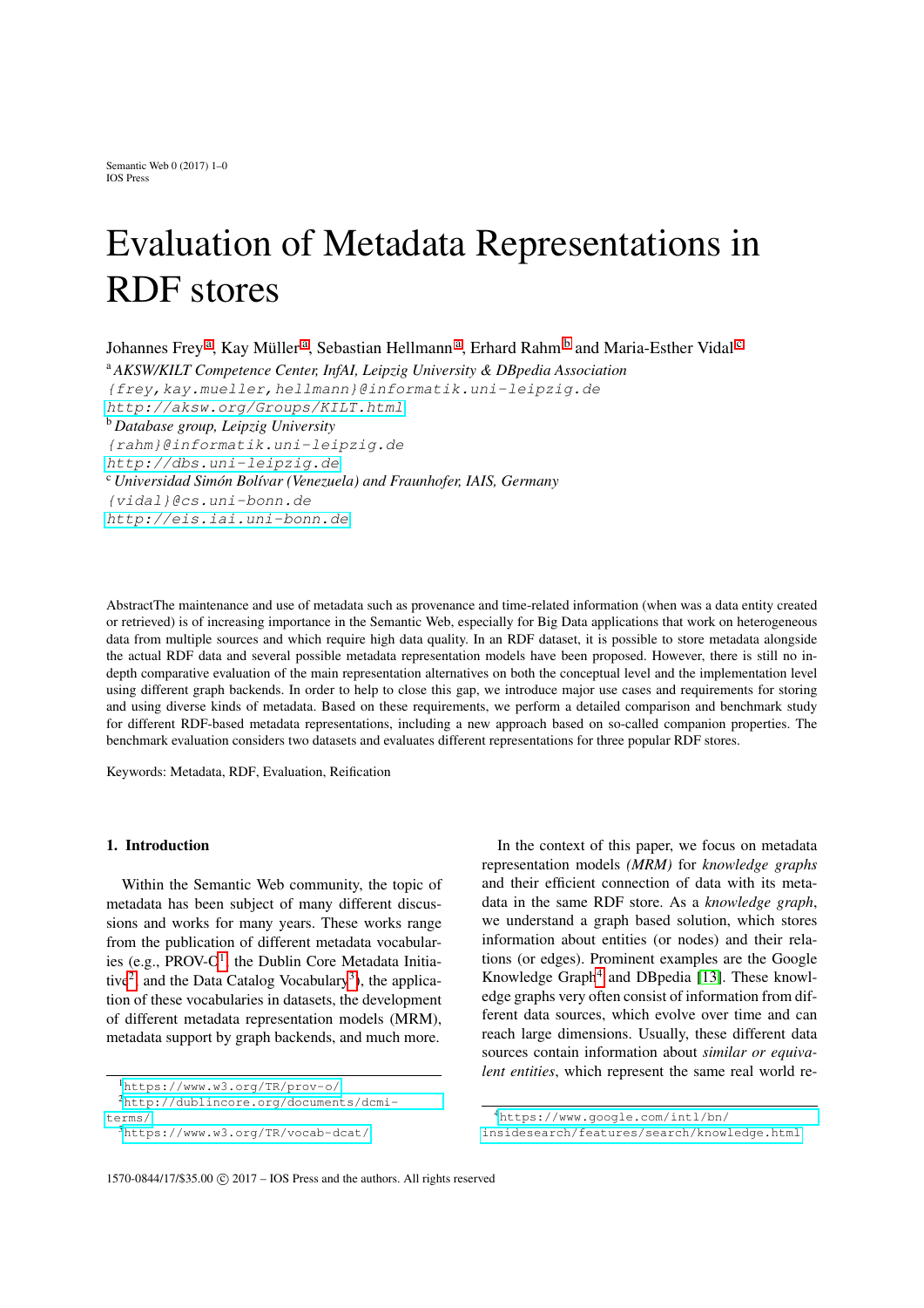# Evaluation of Metadata Representations in RDF stores

Johannes Frey[a], Kay Müller[a], Sebastian Hellmann[a], Erhard Rahm[b] and Maria-Esther Vidal[c]

[a] *AKSW/KILT Competence Center, InfAI, Leipzig University & DBpedia Association*
{frey,kay.mueller,hellmann}@informatik.uni-leipzig.de
http://aksw.org/Groups/KILT.html

[b] *Database group, Leipzig University*
{rahm}@informatik.uni-leipzig.de
http://dbs.uni-leipzig.de

[c] *Universidad Simón Bolívar (Venezuela) and Fraunhofer, IAIS, Germany*
{vidal}@cs.uni-bonn.de
http://eis.iai.uni-bonn.de

AbstractThe maintenance and use of metadata such as provenance and time-related information (when was a data entity created or retrieved) is of increasing importance in the Semantic Web, especially for Big Data applications that work on heterogeneous data from multiple sources and which require high data quality. In an RDF dataset, it is possible to store metadata alongside the actual RDF data and several possible metadata representation models have been proposed. However, there is still no in-depth comparative evaluation of the main representation alternatives on both the conceptual level and the implementation level using different graph backends. In order to help to close this gap, we introduce major use cases and requirements for storing and using diverse kinds of metadata. Based on these requirements, we perform a detailed comparison and benchmark study for different RDF-based metadata representations, including a new approach based on so-called companion properties. The benchmark evaluation considers two datasets and evaluates different representations for three popular RDF stores.

Keywords: Metadata, RDF, Evaluation, Reification

## 1. Introduction

Within the Semantic Web community, the topic of metadata has been subject of many different discussions and works for many years. These works range from the publication of different metadata vocabularies (e.g., PROV-O[1], the Dublin Core Metadata Initiative[2], and the Data Catalog Vocabulary[3]), the application of these vocabularies in datasets, the development of different metadata representation models (MRM), metadata support by graph backends, and much more.

In the context of this paper, we focus on metadata representation models *(MRM)* for *knowledge graphs* and their efficient connection of data with its metadata in the same RDF store. As a *knowledge graph*, we understand a graph based solution, which stores information about entities (or nodes) and their relations (or edges). Prominent examples are the Google Knowledge Graph[4] and DBpedia [13]. These knowledge graphs very often consist of information from different data sources, which evolve over time and can reach large dimensions. Usually, these different data sources contain information about *similar or equivalent entities*, which represent the same real world re-

[1] https://www.w3.org/TR/prov-o/
[2] http://dublincore.org/documents/dcmi-terms/
[3] https://www.w3.org/TR/vocab-dcat/
[4] https://www.google.com/intl/bn/insidesearch/features/search/knowledge.html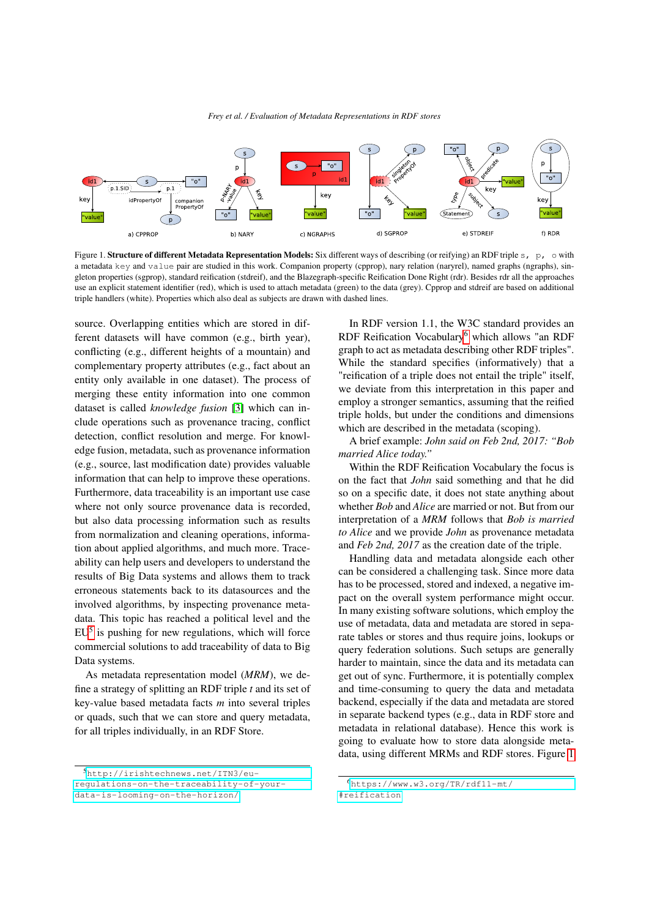Figure 1. **Structure of different Metadata Representation Models:** Six different ways of describing (or reifying) an RDF triple `s, p, o` with a metadata `key` and `value` pair are studied in this work. Companion property (cpprop), nary relation (naryrel), named graphs (ngraphs), singleton properties (sgprop), standard reification (stdreif), and the Blazegraph-specific Reification Done Right (rdr). Besides rdr all the approaches use an explicit statement identifier (red), which is used to attach metadata (green) to the data (grey). Cpprop and stdreif are based on additional triple handlers (white). Properties which also deal as subjects are drawn with dashed lines.

source. Overlapping entities which are stored in different datasets will have common (e.g., birth year), conflicting (e.g., different heights of a mountain) and complementary property attributes (e.g., fact about an entity only available in one dataset). The process of merging these entity information into one common dataset is called *knowledge fusion* [3] which can include operations such as provenance tracing, conflict detection, conflict resolution and merge. For knowledge fusion, metadata, such as provenance information (e.g., source, last modification date) provides valuable information that can help to improve these operations. Furthermore, data traceability is an important use case where not only source provenance data is recorded, but also data processing information such as results from normalization and cleaning operations, information about applied algorithms, and much more. Traceability can help users and developers to understand the results of Big Data systems and allows them to track erroneous statements back to its datasources and the involved algorithms, by inspecting provenance metadata. This topic has reached a political level and the EU[5] is pushing for new regulations, which will force commercial solutions to add traceability of data to Big Data systems.

As metadata representation model (*MRM*), we define a strategy of splitting an RDF triple *t* and its set of key-value based metadata facts *m* into several triples or quads, such that we can store and query metadata, for all triples individually, in an RDF Store.

In RDF version 1.1, the W3C standard provides an RDF Reification Vocabulary[6] which allows "an RDF graph to act as metadata describing other RDF triples". While the standard specifies (informatively) that a "reification of a triple does not entail the triple" itself, we deviate from this interpretation in this paper and employ a stronger semantics, assuming that the reified triple holds, but under the conditions and dimensions which are described in the metadata (scoping).

A brief example: *John said on Feb 2nd, 2017: "Bob married Alice today."*

Within the RDF Reification Vocabulary the focus is on the fact that *John* said something and that he did so on a specific date, it does not state anything about whether *Bob* and *Alice* are married or not. But from our interpretation of a *MRM* follows that *Bob is married to Alice* and we provide *John* as provenance metadata and *Feb 2nd, 2017* as the creation date of the triple.

Handling data and metadata alongside each other can be considered a challenging task. Since more data has to be processed, stored and indexed, a negative impact on the overall system performance might occur. In many existing software solutions, which employ the use of metadata, data and metadata are stored in separate tables or stores and thus require joins, lookups or query federation solutions. Such setups are generally harder to maintain, since the data and its metadata can get out of sync. Furthermore, it is potentially complex and time-consuming to query the data and metadata backend, especially if the data and metadata are stored in separate backend types (e.g., data in RDF store and metadata in relational database). Hence this work is going to evaluate how to store data alongside metadata, using different MRMs and RDF stores. Figure 1

[5] http://irishtechnews.net/ITN3/eu-regulations-on-the-traceability-of-your-data-is-looming-on-the-horizon/

[6] https://www.w3.org/TR/rdf11-mt/#reification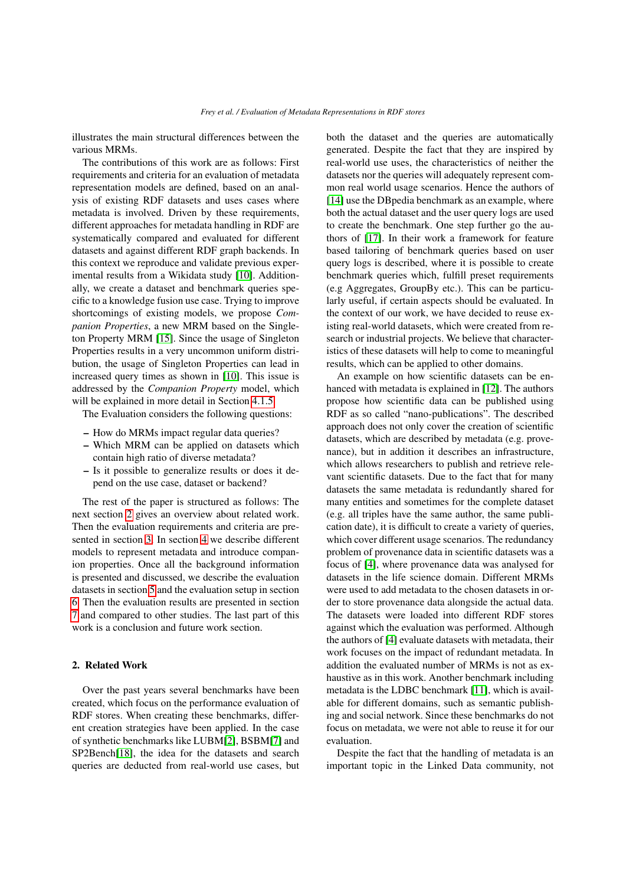illustrates the main structural differences between the various MRMs.

The contributions of this work are as follows: First requirements and criteria for an evaluation of metadata representation models are defined, based on an analysis of existing RDF datasets and uses cases where metadata is involved. Driven by these requirements, different approaches for metadata handling in RDF are systematically compared and evaluated for different datasets and against different RDF graph backends. In this context we reproduce and validate previous experimental results from a Wikidata study [10]. Additionally, we create a dataset and benchmark queries specific to a knowledge fusion use case. Trying to improve shortcomings of existing models, we propose *Companion Properties*, a new MRM based on the Singleton Property MRM [15]. Since the usage of Singleton Properties results in a very uncommon uniform distribution, the usage of Singleton Properties can lead in increased query times as shown in [10]. This issue is addressed by the *Companion Property* model, which will be explained in more detail in Section 4.1.5.

The Evaluation considers the following questions:

- How do MRMs impact regular data queries?
- Which MRM can be applied on datasets which contain high ratio of diverse metadata?
- Is it possible to generalize results or does it depend on the use case, dataset or backend?

The rest of the paper is structured as follows: The next section 2 gives an overview about related work. Then the evaluation requirements and criteria are presented in section 3. In section 4 we describe different models to represent metadata and introduce companion properties. Once all the background information is presented and discussed, we describe the evaluation datasets in section 5 and the evaluation setup in section 6. Then the evaluation results are presented in section 7 and compared to other studies. The last part of this work is a conclusion and future work section.

## 2. Related Work

Over the past years several benchmarks have been created, which focus on the performance evaluation of RDF stores. When creating these benchmarks, different creation strategies have been applied. In the case of synthetic benchmarks like LUBM[2], BSBM[7] and SP2Bench[18], the idea for the datasets and search queries are deducted from real-world use cases, but both the dataset and the queries are automatically generated. Despite the fact that they are inspired by real-world use uses, the characteristics of neither the datasets nor the queries will adequately represent common real world usage scenarios. Hence the authors of [14] use the DBpedia benchmark as an example, where both the actual dataset and the user query logs are used to create the benchmark. One step further go the authors of [17]. In their work a framework for feature based tailoring of benchmark queries based on user query logs is described, where it is possible to create benchmark queries which, fulfill preset requirements (e.g Aggregates, GroupBy etc.). This can be particularly useful, if certain aspects should be evaluated. In the context of our work, we have decided to reuse existing real-world datasets, which were created from research or industrial projects. We believe that characteristics of these datasets will help to come to meaningful results, which can be applied to other domains.

An example on how scientific datasets can be enhanced with metadata is explained in [12]. The authors propose how scientific data can be published using RDF as so called "nano-publications". The described approach does not only cover the creation of scientific datasets, which are described by metadata (e.g. provenance), but in addition it describes an infrastructure, which allows researchers to publish and retrieve relevant scientific datasets. Due to the fact that for many datasets the same metadata is redundantly shared for many entities and sometimes for the complete dataset (e.g. all triples have the same author, the same publication date), it is difficult to create a variety of queries, which cover different usage scenarios. The redundancy problem of provenance data in scientific datasets was a focus of [4], where provenance data was analysed for datasets in the life science domain. Different MRMs were used to add metadata to the chosen datasets in order to store provenance data alongside the actual data. The datasets were loaded into different RDF stores against which the evaluation was performed. Although the authors of [4] evaluate datasets with metadata, their work focuses on the impact of redundant metadata. In addition the evaluated number of MRMs is not as exhaustive as in this work. Another benchmark including metadata is the LDBC benchmark [11], which is available for different domains, such as semantic publishing and social network. Since these benchmarks do not focus on metadata, we were not able to reuse it for our evaluation.

Despite the fact that the handling of metadata is an important topic in the Linked Data community, not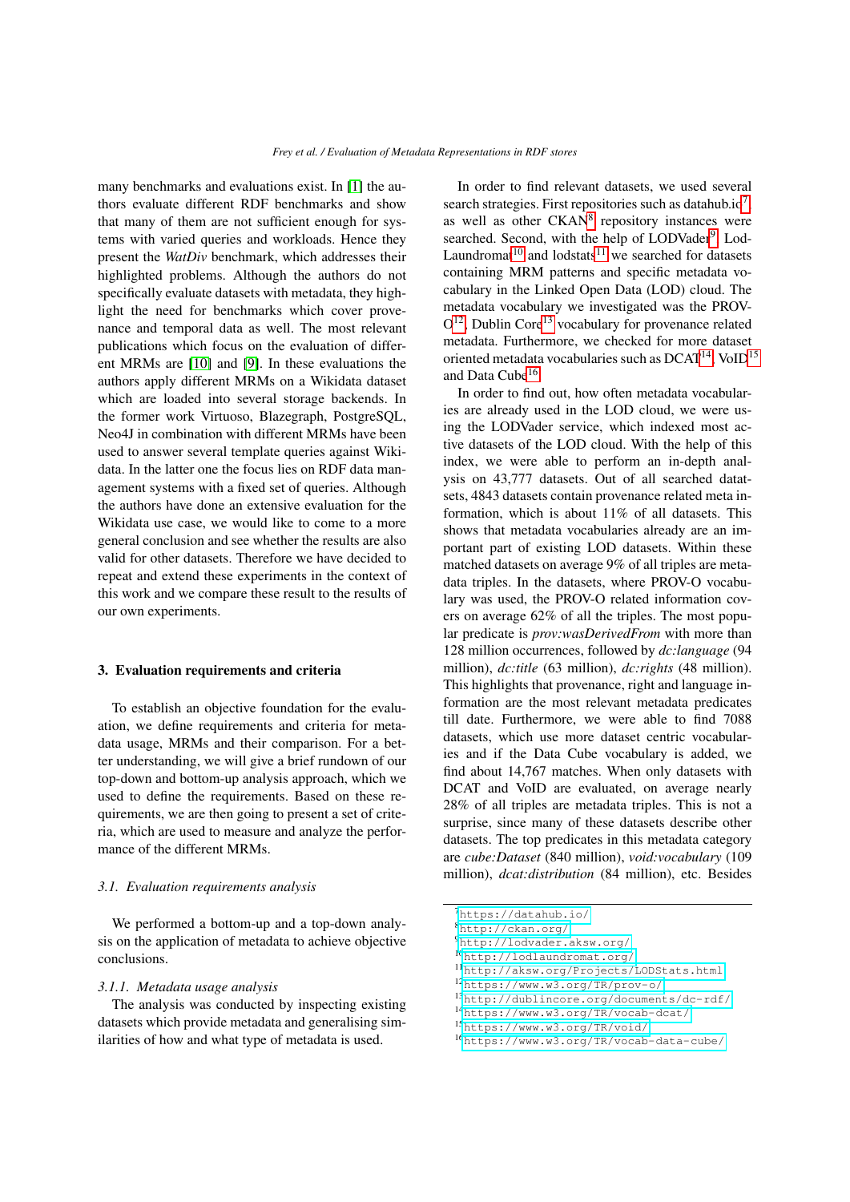many benchmarks and evaluations exist. In [1] the authors evaluate different RDF benchmarks and show that many of them are not sufficient enough for systems with varied queries and workloads. Hence they present the *WatDiv* benchmark, which addresses their highlighted problems. Although the authors do not specifically evaluate datasets with metadata, they highlight the need for benchmarks which cover provenance and temporal data as well. The most relevant publications which focus on the evaluation of different MRMs are [10] and [9]. In these evaluations the authors apply different MRMs on a Wikidata dataset which are loaded into several storage backends. In the former work Virtuoso, Blazegraph, PostgreSQL, Neo4J in combination with different MRMs have been used to answer several template queries against Wikidata. In the latter one the focus lies on RDF data management systems with a fixed set of queries. Although the authors have done an extensive evaluation for the Wikidata use case, we would like to come to a more general conclusion and see whether the results are also valid for other datasets. Therefore we have decided to repeat and extend these experiments in the context of this work and we compare these result to the results of our own experiments.

## 3. Evaluation requirements and criteria

To establish an objective foundation for the evaluation, we define requirements and criteria for metadata usage, MRMs and their comparison. For a better understanding, we will give a brief rundown of our top-down and bottom-up analysis approach, which we used to define the requirements. Based on these requirements, we are then going to present a set of criteria, which are used to measure and analyze the performance of the different MRMs.

### *3.1. Evaluation requirements analysis*

We performed a bottom-up and a top-down analysis on the application of metadata to achieve objective conclusions.

#### *3.1.1. Metadata usage analysis*

The analysis was conducted by inspecting existing datasets which provide metadata and generalising similarities of how and what type of metadata is used.

In order to find relevant datasets, we used several search strategies. First repositories such as datahub.io[7] as well as other CKAN[8] repository instances were searched. Second, with the help of LODVader[9], LodLaundromat[10] and lodstats[11] we searched for datasets containing MRM patterns and specific metadata vocabulary in the Linked Open Data (LOD) cloud. The metadata vocabulary we investigated was the PROV-O[12], Dublin Core[13] vocabulary for provenance related metadata. Furthermore, we checked for more dataset oriented metadata vocabularies such as DCAT[14], VoID[15] and Data Cube[16].

In order to find out, how often metadata vocabularies are already used in the LOD cloud, we were using the LODVader service, which indexed most active datasets of the LOD cloud. With the help of this index, we were able to perform an in-depth analysis on 43,777 datasets. Out of all searched datasets, 4843 datasets contain provenance related meta information, which is about 11% of all datasets. This shows that metadata vocabularies already are an important part of existing LOD datasets. Within these matched datasets on average 9% of all triples are metadata triples. In the datasets, where PROV-O vocabulary was used, the PROV-O related information covers on average 62% of all the triples. The most popular predicate is *prov:wasDerivedFrom* with more than 128 million occurrences, followed by *dc:language* (94 million), *dc:title* (63 million), *dc:rights* (48 million). This highlights that provenance, right and language information are the most relevant metadata predicates till date. Furthermore, we were able to find 7088 datasets, which use more dataset centric vocabularies and if the Data Cube vocabulary is added, we find about 14,767 matches. When only datasets with DCAT and VoID are evaluated, on average nearly 28% of all triples are metadata triples. This is not a surprise, since many of these datasets describe other datasets. The top predicates in this metadata category are *cube:Dataset* (840 million), *void:vocabulary* (109 million), *dcat:distribution* (84 million), etc. Besides

[7] https://datahub.io/
[8] http://ckan.org/
[9] http://lodvader.aksw.org/
[10] http://lodlaundromat.org/
[11] http://aksw.org/Projects/LODStats.html
[12] https://www.w3.org/TR/prov-o/
[13] http://dublincore.org/documents/dc-rdf/
[14] https://www.w3.org/TR/vocab-dcat/
[15] https://www.w3.org/TR/void/
[16] https://www.w3.org/TR/vocab-data-cube/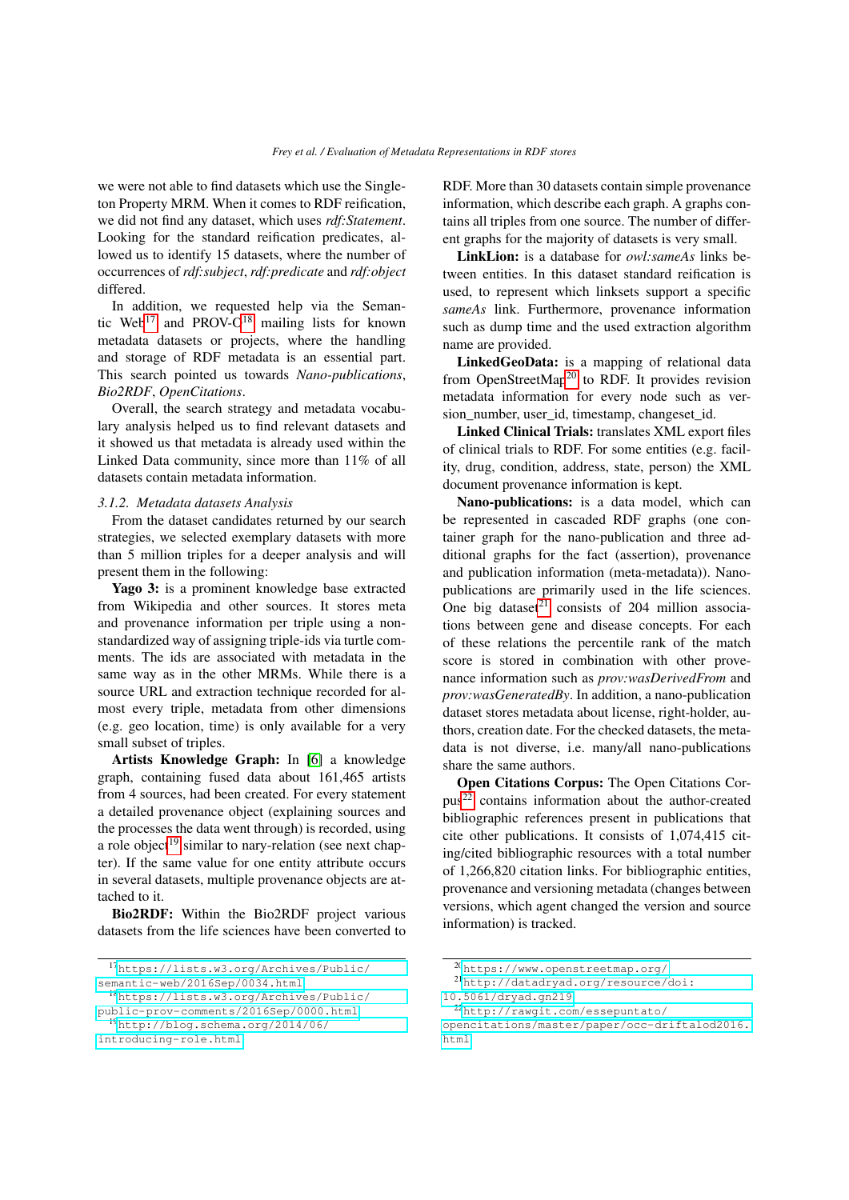we were not able to find datasets which use the Singleton Property MRM. When it comes to RDF reification, we did not find any dataset, which uses *rdf:Statement*. Looking for the standard reification predicates, allowed us to identify 15 datasets, where the number of occurrences of *rdf:subject*, *rdf:predicate* and *rdf:object* differed.

In addition, we requested help via the Semantic Web[17] and PROV-C[18] mailing lists for known metadata datasets or projects, where the handling and storage of RDF metadata is an essential part. This search pointed us towards *Nano-publications*, *Bio2RDF*, *OpenCitations*.

Overall, the search strategy and metadata vocabulary analysis helped us to find relevant datasets and it showed us that metadata is already used within the Linked Data community, since more than 11% of all datasets contain metadata information.

### 3.1.2. Metadata datasets Analysis

From the dataset candidates returned by our search strategies, we selected exemplary datasets with more than 5 million triples for a deeper analysis and will present them in the following:

**Yago 3:** is a prominent knowledge base extracted from Wikipedia and other sources. It stores meta and provenance information per triple using a non-standardized way of assigning triple-ids via turtle comments. The ids are associated with metadata in the same way as in the other MRMs. While there is a source URL and extraction technique recorded for almost every triple, metadata from other dimensions (e.g. geo location, time) is only available for a very small subset of triples.

**Artists Knowledge Graph:** In [6] a knowledge graph, containing fused data about 161,465 artists from 4 sources, had been created. For every statement a detailed provenance object (explaining sources and the processes the data went through) is recorded, using a role object[19] similar to nary-relation (see next chapter). If the same value for one entity attribute occurs in several datasets, multiple provenance objects are attached to it.

**Bio2RDF:** Within the Bio2RDF project various datasets from the life sciences have been converted to RDF. More than 30 datasets contain simple provenance information, which describe each graph. A graphs contains all triples from one source. The number of different graphs for the majority of datasets is very small.

**LinkLion:** is a database for *owl:sameAs* links between entities. In this dataset standard reification is used, to represent which linksets support a specific *sameAs* link. Furthermore, provenance information such as dump time and the used extraction algorithm name are provided.

**LinkedGeoData:** is a mapping of relational data from OpenStreetMap[20] to RDF. It provides revision metadata information for every node such as version_number, user_id, timestamp, changeset_id.

**Linked Clinical Trials:** translates XML export files of clinical trials to RDF. For some entities (e.g. facility, drug, condition, address, state, person) the XML document provenance information is kept.

**Nano-publications:** is a data model, which can be represented in cascaded RDF graphs (one container graph for the nano-publication and three additional graphs for the fact (assertion), provenance and publication information (meta-metadata)). Nano-publications are primarily used in the life sciences. One big dataset[21] consists of 204 million associations between gene and disease concepts. For each of these relations the percentile rank of the match score is stored in combination with other provenance information such as *prov:wasDerivedFrom* and *prov:wasGeneratedBy*. In addition, a nano-publication dataset stores metadata about license, right-holder, authors, creation date. For the checked datasets, the metadata is not diverse, i.e. many/all nano-publications share the same authors.

**Open Citations Corpus:** The Open Citations Corpus[22] contains information about the author-created bibliographic references present in publications that cite other publications. It consists of 1,074,415 citing/cited bibliographic resources with a total number of 1,266,820 citation links. For bibliographic entities, provenance and versioning metadata (changes between versions, which agent changed the version and source information) is tracked.

---

[17] https://lists.w3.org/Archives/Public/semantic-web/2016Sep/0034.html

[18] https://lists.w3.org/Archives/Public/public-prov-comments/2016Sep/0000.html

[19] http://blog.schema.org/2014/06/introducing-role.html

[20] https://www.openstreetmap.org/

[21] http://datadryad.org/resource/doi:10.5061/dryad.gn219

[22] http://rawgit.com/essepuntato/opencitations/master/paper/occ-driftalod2016.html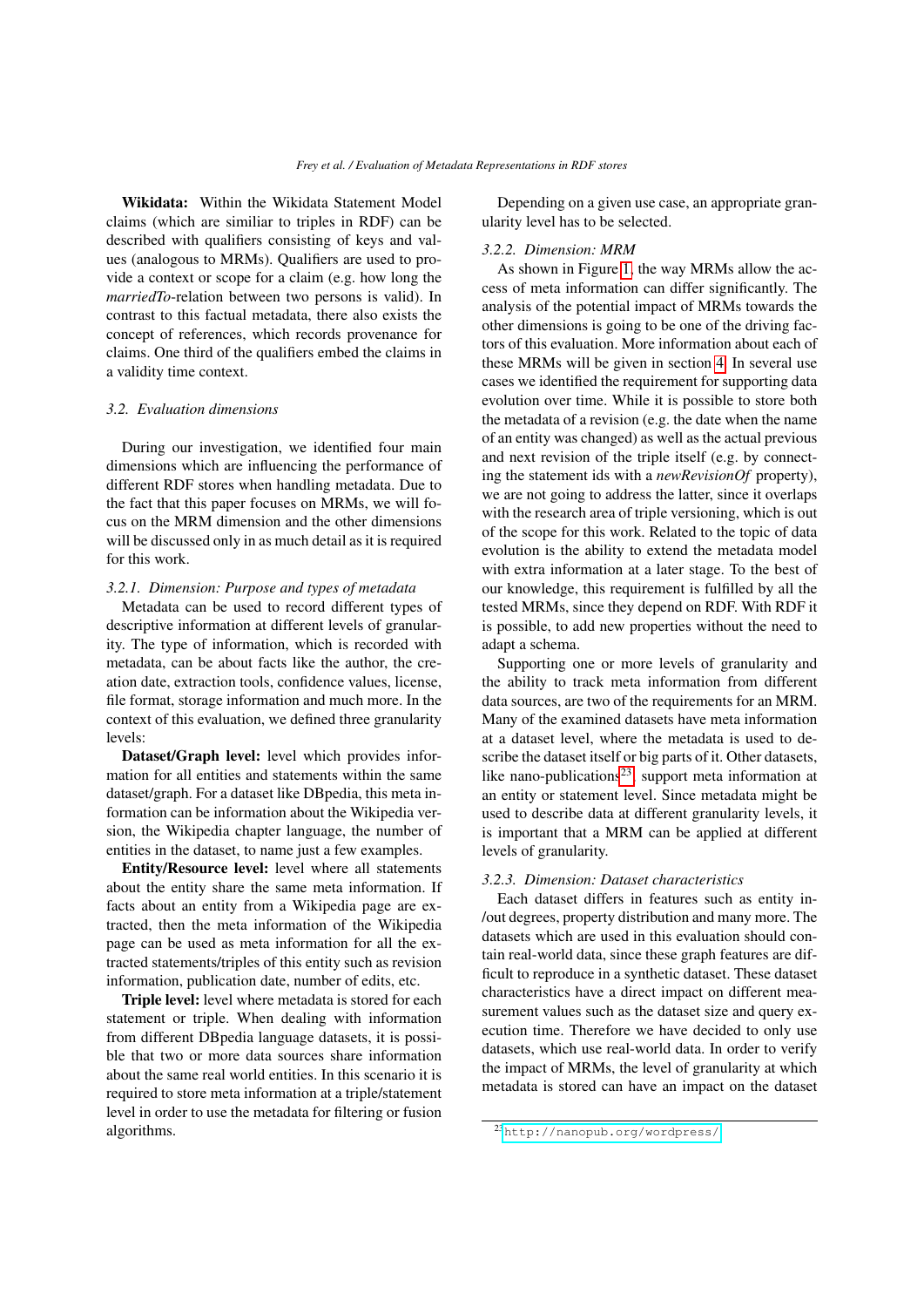**Wikidata:** Within the Wikidata Statement Model claims (which are similiar to triples in RDF) can be described with qualifiers consisting of keys and values (analogous to MRMs). Qualifiers are used to provide a context or scope for a claim (e.g. how long the *marriedTo*-relation between two persons is valid). In contrast to this factual metadata, there also exists the concept of references, which records provenance for claims. One third of the qualifiers embed the claims in a validity time context.

### 3.2. Evaluation dimensions

During our investigation, we identified four main dimensions which are influencing the performance of different RDF stores when handling metadata. Due to the fact that this paper focuses on MRMs, we will focus on the MRM dimension and the other dimensions will be discussed only in as much detail as it is required for this work.

#### 3.2.1. Dimension: Purpose and types of metadata

Metadata can be used to record different types of descriptive information at different levels of granularity. The type of information, which is recorded with metadata, can be about facts like the author, the creation date, extraction tools, confidence values, license, file format, storage information and much more. In the context of this evaluation, we defined three granularity levels:

**Dataset/Graph level:** level which provides information for all entities and statements within the same dataset/graph. For a dataset like DBpedia, this meta information can be information about the Wikipedia version, the Wikipedia chapter language, the number of entities in the dataset, to name just a few examples.

**Entity/Resource level:** level where all statements about the entity share the same meta information. If facts about an entity from a Wikipedia page are extracted, then the meta information of the Wikipedia page can be used as meta information for all the extracted statements/triples of this entity such as revision information, publication date, number of edits, etc.

**Triple level:** level where metadata is stored for each statement or triple. When dealing with information from different DBpedia language datasets, it is possible that two or more data sources share information about the same real world entities. In this scenario it is required to store meta information at a triple/statement level in order to use the metadata for filtering or fusion algorithms.

Depending on a given use case, an appropriate granularity level has to be selected.

#### 3.2.2. Dimension: MRM

As shown in Figure 1, the way MRMs allow the access of meta information can differ significantly. The analysis of the potential impact of MRMs towards the other dimensions is going to be one of the driving factors of this evaluation. More information about each of these MRMs will be given in section 4. In several use cases we identified the requirement for supporting data evolution over time. While it is possible to store both the metadata of a revision (e.g. the date when the name of an entity was changed) as well as the actual previous and next revision of the triple itself (e.g. by connecting the statement ids with a *newRevisionOf* property), we are not going to address the latter, since it overlaps with the research area of triple versioning, which is out of the scope for this work. Related to the topic of data evolution is the ability to extend the metadata model with extra information at a later stage. To the best of our knowledge, this requirement is fulfilled by all the tested MRMs, since they depend on RDF. With RDF it is possible, to add new properties without the need to adapt a schema.

Supporting one or more levels of granularity and the ability to track meta information from different data sources, are two of the requirements for an MRM. Many of the examined datasets have meta information at a dataset level, where the metadata is used to describe the dataset itself or big parts of it. Other datasets, like nano-publications[23], support meta information at an entity or statement level. Since metadata might be used to describe data at different granularity levels, it is important that a MRM can be applied at different levels of granularity.

#### 3.2.3. Dimension: Dataset characteristics

Each dataset differs in features such as entity in-/out degrees, property distribution and many more. The datasets which are used in this evaluation should contain real-world data, since these graph features are difficult to reproduce in a synthetic dataset. These dataset characteristics have a direct impact on different measurement values such as the dataset size and query execution time. Therefore we have decided to only use datasets, which use real-world data. In order to verify the impact of MRMs, the level of granularity at which metadata is stored can have an impact on the dataset

[23] http://nanopub.org/wordpress/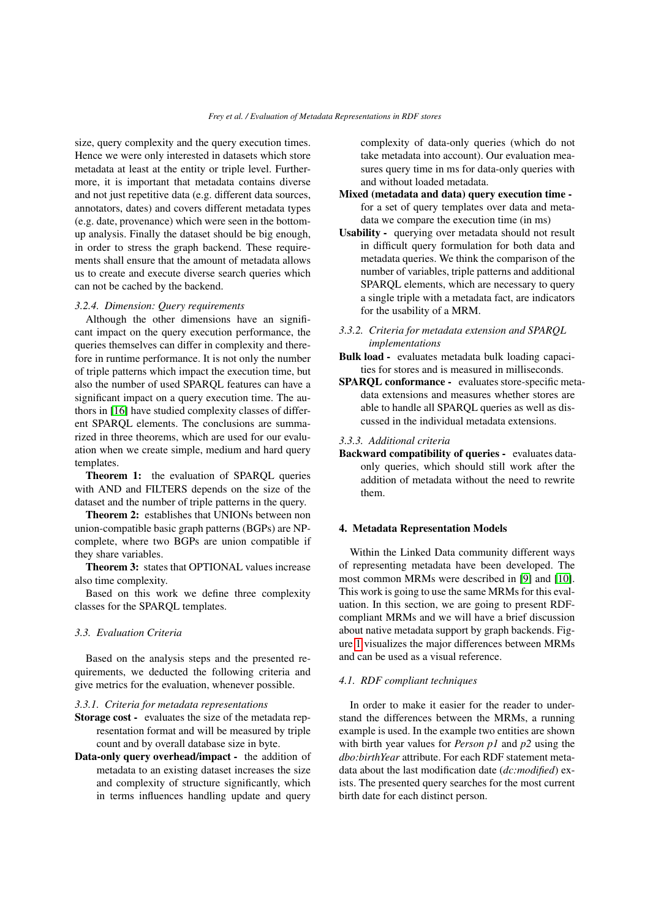size, query complexity and the query execution times. Hence we were only interested in datasets which store metadata at least at the entity or triple level. Furthermore, it is important that metadata contains diverse and not just repetitive data (e.g. different data sources, annotators, dates) and covers different metadata types (e.g. date, provenance) which were seen in the bottom-up analysis. Finally the dataset should be big enough, in order to stress the graph backend. These requirements shall ensure that the amount of metadata allows us to create and execute diverse search queries which can not be cached by the backend.

#### 3.2.4. Dimension: Query requirements

Although the other dimensions have an significant impact on the query execution performance, the queries themselves can differ in complexity and therefore in runtime performance. It is not only the number of triple patterns which impact the execution time, but also the number of used SPARQL features can have a significant impact on a query execution time. The authors in [16] have studied complexity classes of different SPARQL elements. The conclusions are summarized in three theorems, which are used for our evaluation when we create simple, medium and hard query templates.

**Theorem 1:** the evaluation of SPARQL queries with AND and FILTERS depends on the size of the dataset and the number of triple patterns in the query.

**Theorem 2:** establishes that UNIONs between non union-compatible basic graph patterns (BGPs) are NP-complete, where two BGPs are union compatible if they share variables.

**Theorem 3:** states that OPTIONAL values increase also time complexity.

Based on this work we define three complexity classes for the SPARQL templates.

### 3.3. Evaluation Criteria

Based on the analysis steps and the presented requirements, we deducted the following criteria and give metrics for the evaluation, whenever possible.

#### 3.3.1. Criteria for metadata representations

**Storage cost -** evaluates the size of the metadata representation format and will be measured by triple count and by overall database size in byte.

**Data-only query overhead/impact -** the addition of metadata to an existing dataset increases the size and complexity of structure significantly, which in terms influences handling update and query complexity of data-only queries (which do not take metadata into account). Our evaluation measures query time in ms for data-only queries with and without loaded metadata.

**Mixed (metadata and data) query execution time -** for a set of query templates over data and metadata we compare the execution time (in ms)

**Usability -** querying over metadata should not result in difficult query formulation for both data and metadata queries. We think the comparison of the number of variables, triple patterns and additional SPARQL elements, which are necessary to query a single triple with a metadata fact, are indicators for the usability of a MRM.

#### 3.3.2. Criteria for metadata extension and SPARQL implementations

**Bulk load -** evaluates metadata bulk loading capacities for stores and is measured in milliseconds.

**SPARQL conformance -** evaluates store-specific metadata extensions and measures whether stores are able to handle all SPARQL queries as well as discussed in the individual metadata extensions.

#### 3.3.3. Additional criteria

**Backward compatibility of queries -** evaluates data-only queries, which should still work after the addition of metadata without the need to rewrite them.

## 4. Metadata Representation Models

Within the Linked Data community different ways of representing metadata have been developed. The most common MRMs were described in [9] and [10]. This work is going to use the same MRMs for this evaluation. In this section, we are going to present RDF-compliant MRMs and we will have a brief discussion about native metadata support by graph backends. Figure 1 visualizes the major differences between MRMs and can be used as a visual reference.

### 4.1. RDF compliant techniques

In order to make it easier for the reader to understand the differences between the MRMs, a running example is used. In the example two entities are shown with birth year values for *Person p1* and *p2* using the *dbo:birthYear* attribute. For each RDF statement metadata about the last modification date (*dc:modified*) exists. The presented query searches for the most current birth date for each distinct person.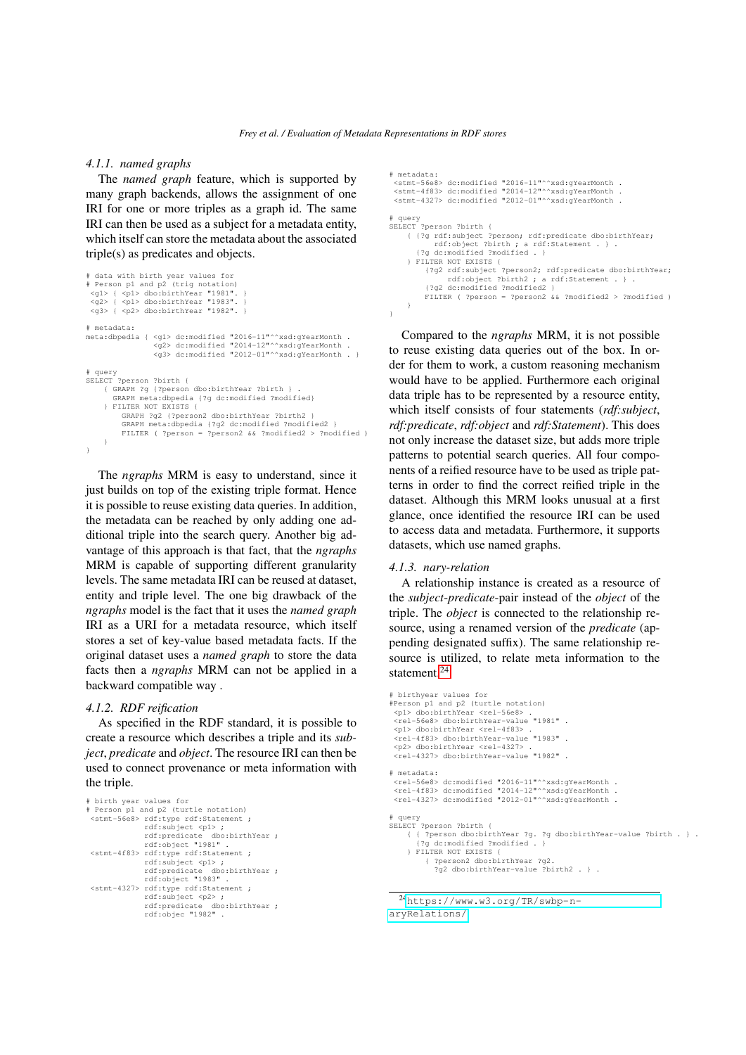#### 4.1.1. named graphs

The *named graph* feature, which is supported by many graph backends, allows the assignment of one IRI for one or more triples as a graph id. The same IRI can then be used as a subject for a metadata entity, which itself can store the metadata about the associated triple(s) as predicates and objects.

```
# data with birth year values for
# Person p1 and p2 (trig notation)
 <g1> { <p1> dbo:birthYear "1981". }
 <g2> { <p1> dbo:birthYear "1983". }
 <g3> { <p2> dbo:birthYear "1982". }

# metadata:
meta:dbpedia { <g1> dc:modified "2016-11"^^xsd:gYearMonth .
               <g2> dc:modified "2014-12"^^xsd:gYearMonth .
               <g3> dc:modified "2012-01"^^xsd:gYearMonth . }

# query
SELECT ?person ?birth {
    { GRAPH ?g {?person dbo:birthYear ?birth } .
      GRAPH meta:dbpedia {?g dc:modified ?modified}
    } FILTER NOT EXISTS {
        GRAPH ?g2 {?person2 dbo:birthYear ?birth2 }
        GRAPH meta:dbpedia {?g2 dc:modified ?modified2 }
        FILTER ( ?person = ?person2 && ?modified2 > ?modified }
    }
}
```

The *ngraphs* MRM is easy to understand, since it just builds on top of the existing triple format. Hence it is possible to reuse existing data queries. In addition, the metadata can be reached by only adding one additional triple into the search query. Another big advantage of this approach is that fact, that the *ngraphs* MRM is capable of supporting different granularity levels. The same metadata IRI can be reused at dataset, entity and triple level. The one big drawback of the *ngraphs* model is the fact that it uses the *named graph* IRI as a URI for a metadata resource, which itself stores a set of key-value based metadata facts. If the original dataset uses a *named graph* to store the data facts then a *ngraphs* MRM can not be applied in a backward compatible way .

#### 4.1.2. RDF reification

As specified in the RDF standard, it is possible to create a resource which describes a triple and its *subject*, *predicate* and *object*. The resource IRI can then be used to connect provenance or meta information with the triple.

```
# birth year values for
# Person p1 and p2 (turtle notation)
 <stmt-56e8> rdf:type rdf:Statement ;
             rdf:subject <p1> ;
             rdf:predicate  dbo:birthYear ;
             rdf:object "1981" .
 <stmt-4f83> rdf:type rdf:Statement ;
             rdf:subject <p1> ;
             rdf:predicate  dbo:birthYear ;
             rdf:object "1983" .
 <stmt-4327> rdf:type rdf:Statement ;
             rdf:subject <p2> ;
             rdf:predicate  dbo:birthYear ;
             rdf:objec "1982" .

# metadata:
 <stmt-56e8> dc:modified "2016-11"^^xsd:gYearMonth .
 <stmt-4f83> dc:modified "2014-12"^^xsd:gYearMonth .
 <stmt-4327> dc:modified "2012-01"^^xsd:gYearMonth .

# query
SELECT ?person ?birth {
    { {?g rdf:subject ?person; rdf:predicate dbo:birthYear;
          rdf:object ?birth ; a rdf:Statement . } .
      {?g dc:modified ?modified . }
    } FILTER NOT EXISTS {
        {?g2 rdf:subject ?person2; rdf:predicate dbo:birthYear;
             rdf:object ?birth2 ; a rdf:Statement . } .
        {?g2 dc:modified ?modified2 }
        FILTER ( ?person = ?person2 && ?modified2 > ?modified )
    }
}
```

Compared to the *ngraphs* MRM, it is not possible to reuse existing data queries out of the box. In order for them to work, a custom reasoning mechanism would have to be applied. Furthermore each original data triple has to be represented by a resource entity, which itself consists of four statements (*rdf:subject*, *rdf:predicate*, *rdf:object* and *rdf:Statement*). This does not only increase the dataset size, but adds more triple patterns to potential search queries. All four components of a reified resource have to be used as triple patterns in order to find the correct reified triple in the dataset. Although this MRM looks unusual at a first glance, once identified the resource IRI can be used to access data and metadata. Furthermore, it supports datasets, which use named graphs.

#### 4.1.3. nary-relation

A relationship instance is created as a resource of the *subject*-*predicate*-pair instead of the *object* of the triple. The *object* is connected to the relationship resource, using a renamed version of the *predicate* (appending designated suffix). The same relationship resource is utilized, to relate meta information to the statement.[24]

```
# birthyear values for
#Person p1 and p2 (turtle notation)
 <p1> dbo:birthYear <rel-56e8> .
 <rel-56e8> dbo:birthYear-value "1981" .
 <p1> dbo:birthYear <rel-4f83> .
 <rel-4f83> dbo:birthYear-value "1983" .
 <p2> dbo:birthYear <rel-4327> .
 <rel-4327> dbo:birthYear-value "1982" .

# metadata:
 <rel-56e8> dc:modified "2016-11"^^xsd:gYearMonth .
 <rel-4f83> dc:modified "2014-12"^^xsd:gYearMonth .
 <rel-4327> dc:modified "2012-01"^^xsd:gYearMonth .

# query
SELECT ?person ?birth {
    { { ?person dbo:birthYear ?g. ?g dbo:birthYear-value ?birth . } .
      {?g dc:modified ?modified . }
    } FILTER NOT EXISTS {
        { ?person2 dbo:birthYear ?g2.
          ?g2 dbo:birthYear-value ?birth2 . } .
```

[24] https://www.w3.org/TR/swbp-n-aryRelations/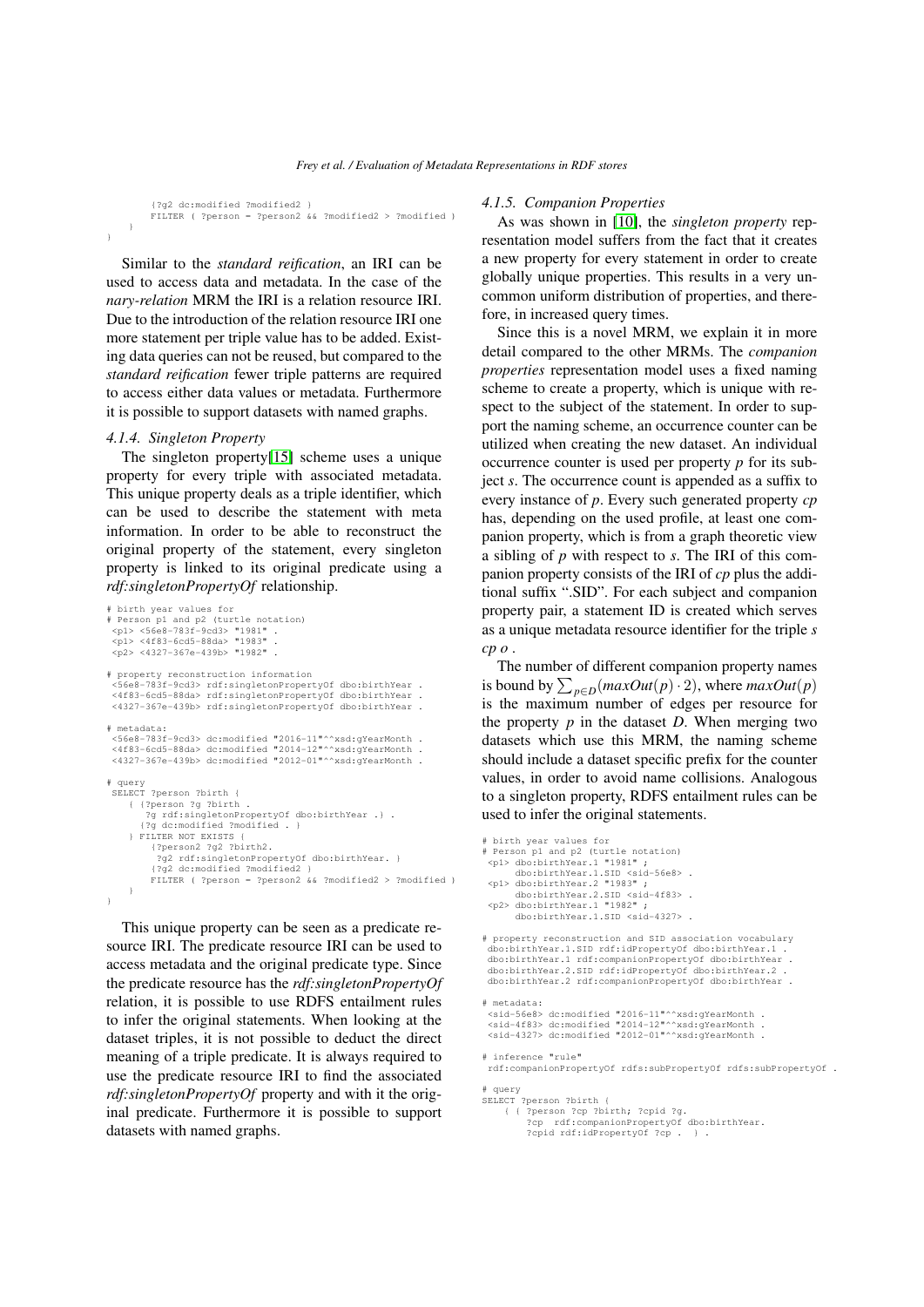```
        {?g2 dc:modified ?modified2 }
        FILTER ( ?person = ?person2 && ?modified2 > ?modified )
    }
}
```

Similar to the *standard reification*, an IRI can be used to access data and metadata. In the case of the *nary-relation* MRM the IRI is a relation resource IRI. Due to the introduction of the relation resource IRI one more statement per triple value has to be added. Existing data queries can not be reused, but compared to the *standard reification* fewer triple patterns are required to access either data values or metadata. Furthermore it is possible to support datasets with named graphs.

#### 4.1.4. Singleton Property

The singleton property[15] scheme uses a unique property for every triple with associated metadata. This unique property deals as a triple identifier, which can be used to describe the statement with meta information. In order to be able to reconstruct the original property of the statement, every singleton property is linked to its original predicate using a *rdf:singletonPropertyOf* relationship.

```
# birth year values for
# Person p1 and p2 (turtle notation)
 <p1> <56e8-783f-9cd3> "1981" .
 <p1> <4f83-6cd5-88da> "1983" .
 <p2> <4327-367e-439b> "1982" .

# property reconstruction information
 <56e8-783f-9cd3> rdf:singletonPropertyOf dbo:birthYear .
 <4f83-6cd5-88da> rdf:singletonPropertyOf dbo:birthYear .
 <4327-367e-439b> rdf:singletonPropertyOf dbo:birthYear .

# metadata:
 <56e8-783f-9cd3> dc:modified "2016-11"^^xsd:gYearMonth .
 <4f83-6cd5-88da> dc:modified "2014-12"^^xsd:gYearMonth .
 <4327-367e-439b> dc:modified "2012-01"^^xsd:gYearMonth .

# query
 SELECT ?person ?birth {
    { {?person ?g ?birth .
       ?g rdf:singletonPropertyOf dbo:birthYear .} .
      {?g dc:modified ?modified . }
    } FILTER NOT EXISTS {
        {?person2 ?g2 ?birth2.
         ?g2 rdf:singletonPropertyOf dbo:birthYear. }
        {?g2 dc:modified ?modified2 }
        FILTER ( ?person = ?person2 && ?modified2 > ?modified )
    }
}
```

This unique property can be seen as a predicate resource IRI. The predicate resource IRI can be used to access metadata and the original predicate type. Since the predicate resource has the *rdf:singletonPropertyOf* relation, it is possible to use RDFS entailment rules to infer the original statements. When looking at the dataset triples, it is not possible to deduct the direct meaning of a triple predicate. It is always required to use the predicate resource IRI to find the associated *rdf:singletonPropertyOf* property and with it the original predicate. Furthermore it is possible to support datasets with named graphs.

#### 4.1.5. Companion Properties

As was shown in [10], the *singleton property* representation model suffers from the fact that it creates a new property for every statement in order to create globally unique properties. This results in a very uncommon uniform distribution of properties, and therefore, in increased query times.

Since this is a novel MRM, we explain it in more detail compared to the other MRMs. The *companion properties* representation model uses a fixed naming scheme to create a property, which is unique with respect to the subject of the statement. In order to support the naming scheme, an occurrence counter can be utilized when creating the new dataset. An individual occurrence counter is used per property $p$ for its subject $s$. The occurrence count is appended as a suffix to every instance of $p$. Every such generated property $cp$ has, depending on the used profile, at least one companion property, which is from a graph theoretic view a sibling of $p$ with respect to $s$. The IRI of this companion property consists of the IRI of $cp$ plus the additional suffix ".SID". For each subject and companion property pair, a statement ID is created which serves as a unique metadata resource identifier for the triple $s$ $cp$ $o$ .

The number of different companion property names is bound by $\sum_{p \in D}(maxOut(p) \cdot 2)$, where $maxOut(p)$ is the maximum number of edges per resource for the property $p$ in the dataset $D$. When merging two datasets which use this MRM, the naming scheme should include a dataset specific prefix for the counter values, in order to avoid name collisions. Analogous to a singleton property, RDFS entailment rules can be used to infer the original statements.

```
# birth year values for
# Person p1 and p2 (turtle notation)
 <p1> dbo:birthYear.1 "1981" ;
      dbo:birthYear.1.SID <sid-56e8> .
 <p1> dbo:birthYear.2 "1983" ;
      dbo:birthYear.2.SID <sid-4f83> .
 <p2> dbo:birthYear.1 "1982" ;
      dbo:birthYear.1.SID <sid-4327> .

# property reconstruction and SID association vocabulary
 dbo:birthYear.1.SID rdf:idPropertyOf dbo:birthYear.1 .
 dbo:birthYear.1 rdf:companionPropertyOf dbo:birthYear .
 dbo:birthYear.2.SID rdf:idPropertyOf dbo:birthYear.2 .
 dbo:birthYear.2 rdf:companionPropertyOf dbo:birthYear .

# metadata:
 <sid-56e8> dc:modified "2016-11"^^xsd:gYearMonth .
 <sid-4f83> dc:modified "2014-12"^^xsd:gYearMonth .
 <sid-4327> dc:modified "2012-01"^^xsd:gYearMonth .

# inference "rule"
 rdf:companionPropertyOf rdfs:subPropertyOf rdfs:subPropertyOf .

# query
SELECT ?person ?birth {
    { { ?person ?cp ?birth; ?cpid ?g.
        ?cp  rdf:companionPropertyOf dbo:birthYear.
        ?cpid rdf:idPropertyOf ?cp .  } .
```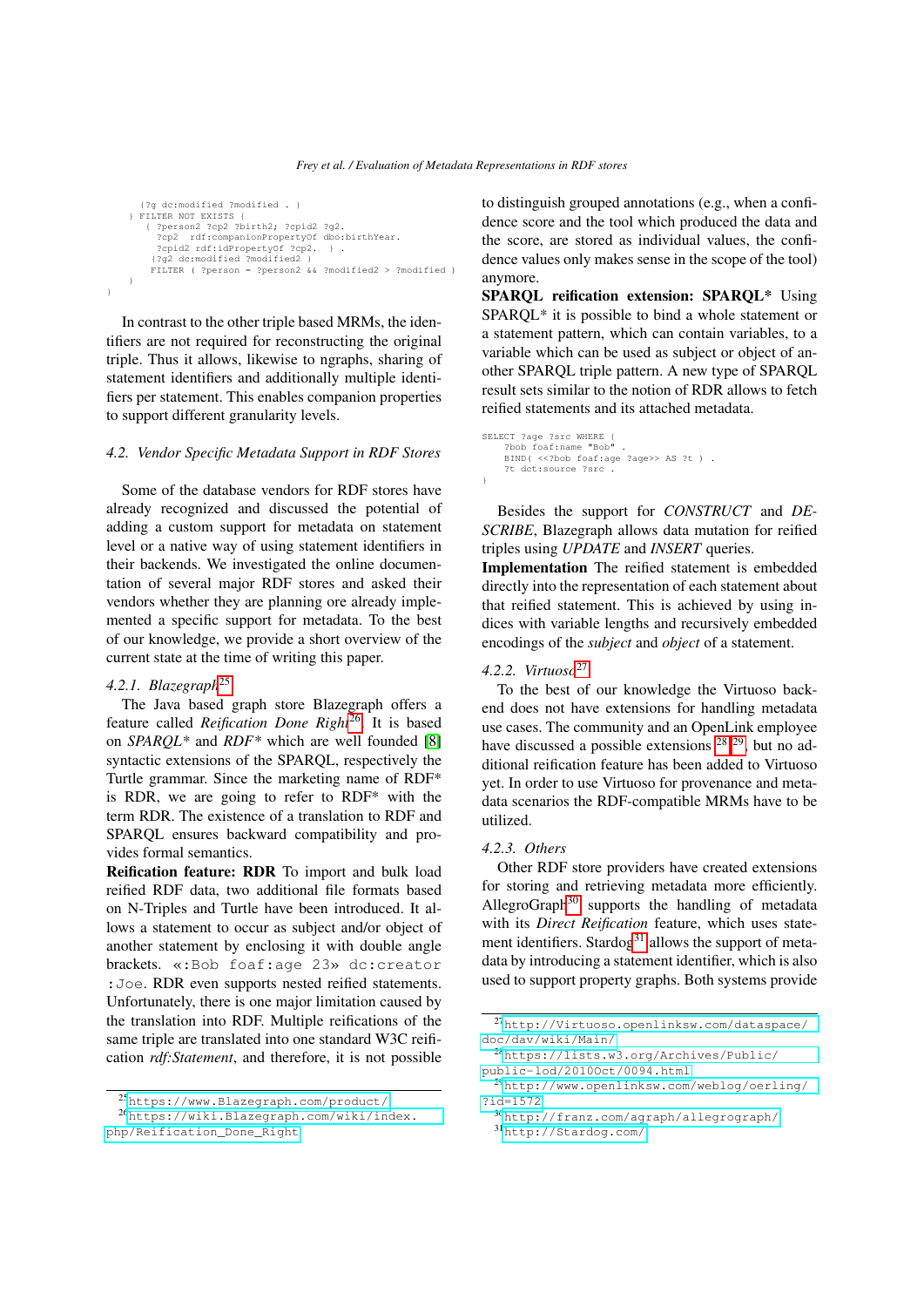```
    {?g dc:modified ?modified . }
  } FILTER NOT EXISTS {
    { ?person2 ?cp2 ?birth2; ?cpid2 ?g2.
      ?cp2  rdf:companionPropertyOf dbo:birthYear.
      ?cpid2 rdf:idPropertyOf ?cp2.  } .
    {?g2 dc:modified ?modified2 }
    FILTER ( ?person = ?person2 && ?modified2 > ?modified )
  }
}
```

In contrast to the other triple based MRMs, the identifiers are not required for reconstructing the original triple. Thus it allows, likewise to ngraphs, sharing of statement identifiers and additionally multiple identifiers per statement. This enables companion properties to support different granularity levels.

### 4.2. Vendor Specific Metadata Support in RDF Stores

Some of the database vendors for RDF stores have already recognized and discussed the potential of adding a custom support for metadata on statement level or a native way of using statement identifiers in their backends. We investigated the online documentation of several major RDF stores and asked their vendors whether they are planning ore already implemented a specific support for metadata. To the best of our knowledge, we provide a short overview of the current state at the time of writing this paper.

#### 4.2.1. Blazegraph[25]

The Java based graph store Blazegraph offers a feature called *Reification Done Right*[26]. It is based on *SPARQL\** and *RDF\** which are well founded [8] syntactic extensions of the SPARQL, respectively the Turtle grammar. Since the marketing name of RDF* is RDR, we are going to refer to RDF* with the term RDR. The existence of a translation to RDF and SPARQL ensures backward compatibility and provides formal semantics.

**Reification feature: RDR** To import and bulk load reified RDF data, two additional file formats based on N-Triples and Turtle have been introduced. It allows a statement to occur as subject and/or object of another statement by enclosing it with double angle brackets. `«:Bob foaf:age 23» dc:creator :Joe`. RDR even supports nested reified statements. Unfortunately, there is one major limitation caused by the translation into RDF. Multiple reifications of the same triple are translated into one standard W3C reification *rdf:Statement*, and therefore, it is not possible to distinguish grouped annotations (e.g., when a confidence score and the tool which produced the data and the score, are stored as individual values, the confidence values only makes sense in the scope of the tool) anymore.

**SPARQL reification extension: SPARQL\*** Using SPARQL* it is possible to bind a whole statement or a statement pattern, which can contain variables, to a variable which can be used as subject or object of another SPARQL triple pattern. A new type of SPARQL result sets similar to the notion of RDR allows to fetch reified statements and its attached metadata.

```
SELECT ?age ?src WHERE {
    ?bob foaf:name "Bob" .
    BIND( <<?bob foaf:age ?age>> AS ?t ) .
    ?t dct:source ?src .
}
```

Besides the support for *CONSTRUCT* and *DESCRIBE*, Blazegraph allows data mutation for reified triples using *UPDATE* and *INSERT* queries.

**Implementation** The reified statement is embedded directly into the representation of each statement about that reified statement. This is achieved by using indices with variable lengths and recursively embedded encodings of the *subject* and *object* of a statement.

#### 4.2.2. Virtuoso[27]

To the best of our knowledge the Virtuoso backend does not have extensions for handling metadata use cases. The community and an OpenLink employee have discussed a possible extensions [28][29], but no additional reification feature has been added to Virtuoso yet. In order to use Virtuoso for provenance and metadata scenarios the RDF-compatible MRMs have to be utilized.

#### 4.2.3. Others

Other RDF store providers have created extensions for storing and retrieving metadata more efficiently. AllegroGraph[30] supports the handling of metadata with its *Direct Reification* feature, which uses statement identifiers. Stardog[31] allows the support of metadata by introducing a statement identifier, which is also used to support property graphs. Both systems provide

---

[25] https://www.Blazegraph.com/product/

[26] https://wiki.Blazegraph.com/wiki/index.php/Reification_Done_Right

[27] http://Virtuoso.openlinksw.com/dataspace/doc/dav/wiki/Main/

[28] https://lists.w3.org/Archives/Public/public-lod/2010Oct/0094.html

[29] http://www.openlinksw.com/weblog/oerling/?id=1572

[30] http://franz.com/agraph/allegrograph/

[31] http://Stardog.com/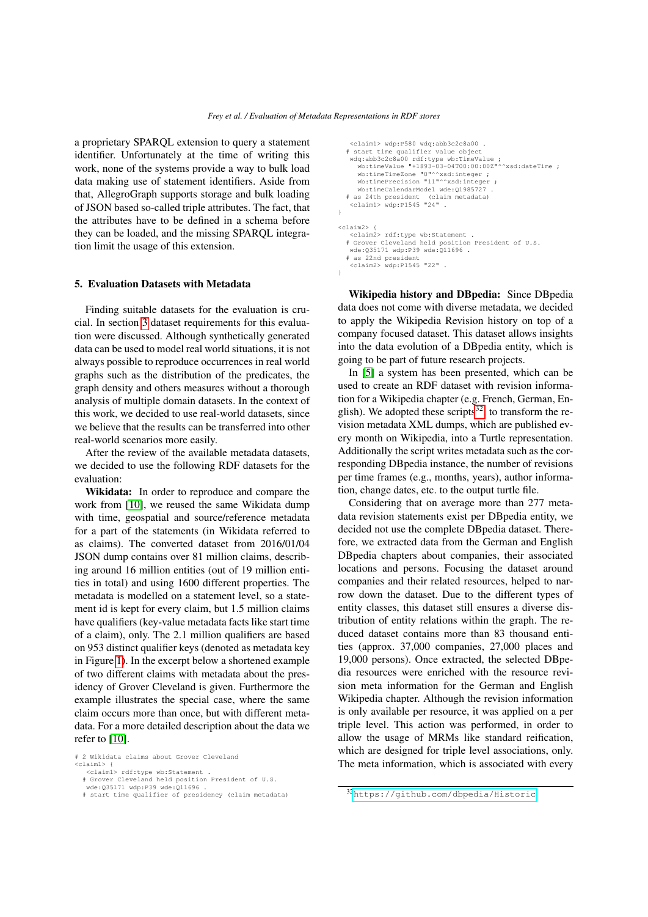a proprietary SPARQL extension to query a statement identifier. Unfortunately at the time of writing this work, none of the systems provide a way to bulk load data making use of statement identifiers. Aside from that, AllegroGraph supports storage and bulk loading of JSON based so-called triple attributes. The fact, that the attributes have to be defined in a schema before they can be loaded, and the missing SPARQL integration limit the usage of this extension.

## 5. Evaluation Datasets with Metadata

Finding suitable datasets for the evaluation is crucial. In section 3 dataset requirements for this evaluation were discussed. Although synthetically generated data can be used to model real world situations, it is not always possible to reproduce occurrences in real world graphs such as the distribution of the predicates, the graph density and others measures without a thorough analysis of multiple domain datasets. In the context of this work, we decided to use real-world datasets, since we believe that the results can be transferred into other real-world scenarios more easily.

After the review of the available metadata datasets, we decided to use the following RDF datasets for the evaluation:

**Wikidata:** In order to reproduce and compare the work from [10], we reused the same Wikidata dump with time, geospatial and source/reference metadata for a part of the statements (in Wikidata referred to as claims). The converted dataset from 2016/01/04 JSON dump contains over 81 million claims, describing around 16 million entities (out of 19 million entities in total) and using 1600 different properties. The metadata is modelled on a statement level, so a statement id is kept for every claim, but 1.5 million claims have qualifiers (key-value metadata facts like start time of a claim), only. The 2.1 million qualifiers are based on 953 distinct qualifier keys (denoted as metadata key in Figure 1). In the excerpt below a shortened example of two different claims with metadata about the presidency of Grover Cleveland is given. Furthermore the example illustrates the special case, where the same claim occurs more than once, but with different metadata. For a more detailed description about the data we refer to [10].

```
# 2 Wikidata claims about Grover Cleveland
<claim1> {
   <claim1> rdf:type wb:Statement .
  # Grover Cleveland held position President of U.S.
   wde:Q35171 wdp:P39 wde:Q11696 .
  # start time qualifier of presidency (claim metadata)
   <claim1> wdp:P580 wdq:abb3c2c8a00 .
  # start time qualifier value object
   wdq:abb3c2c8a00 rdf:type wb:TimeValue ;
     wb:timeValue "+1893-03-04T00:00:00Z"^^xsd:dateTime ;
     wb:timeTimeZone "0"^^xsd:integer ;
     wb:timePrecision "11"^^xsd:integer ;
     wb:timeCalendarModel wde:Q1985727 .
  # as 24th president  (claim metadata)
   <claim1> wdp:P1545 "24" .
}

<claim2> {
   <claim2> rdf:type wb:Statement .
  # Grover Cleveland held position President of U.S.
   wde:Q35171 wdp:P39 wde:Q11696 .
  # as 22nd president
   <claim2> wdp:P1545 "22" .
}
```

**Wikipedia history and DBpedia:** Since DBpedia data does not come with diverse metadata, we decided to apply the Wikipedia Revision history on top of a company focused dataset. This dataset allows insights into the data evolution of a DBpedia entity, which is going to be part of future research projects.

In [5] a system has been presented, which can be used to create an RDF dataset with revision information for a Wikipedia chapter (e.g. French, German, English). We adopted these scripts[32] to transform the revision metadata XML dumps, which are published every month on Wikipedia, into a Turtle representation. Additionally the script writes metadata such as the corresponding DBpedia instance, the number of revisions per time frames (e.g., months, years), author information, change dates, etc. to the output turtle file.

Considering that on average more than 277 metadata revision statements exist per DBpedia entity, we decided not use the complete DBpedia dataset. Therefore, we extracted data from the German and English DBpedia chapters about companies, their associated locations and persons. Focusing the dataset around companies and their related resources, helped to narrow down the dataset. Due to the different types of entity classes, this dataset still ensures a diverse distribution of entity relations within the graph. The reduced dataset contains more than 83 thousand entities (approx. 37,000 companies, 27,000 places and 19,000 persons). Once extracted, the selected DBpedia resources were enriched with the resource revision meta information for the German and English Wikipedia chapter. Although the revision information is only available per resource, it was applied on a per triple level. This action was performed, in order to allow the usage of MRMs like standard reification, which are designed for triple level associations, only. The meta information, which is associated with every

[32] https://github.com/dbpedia/Historic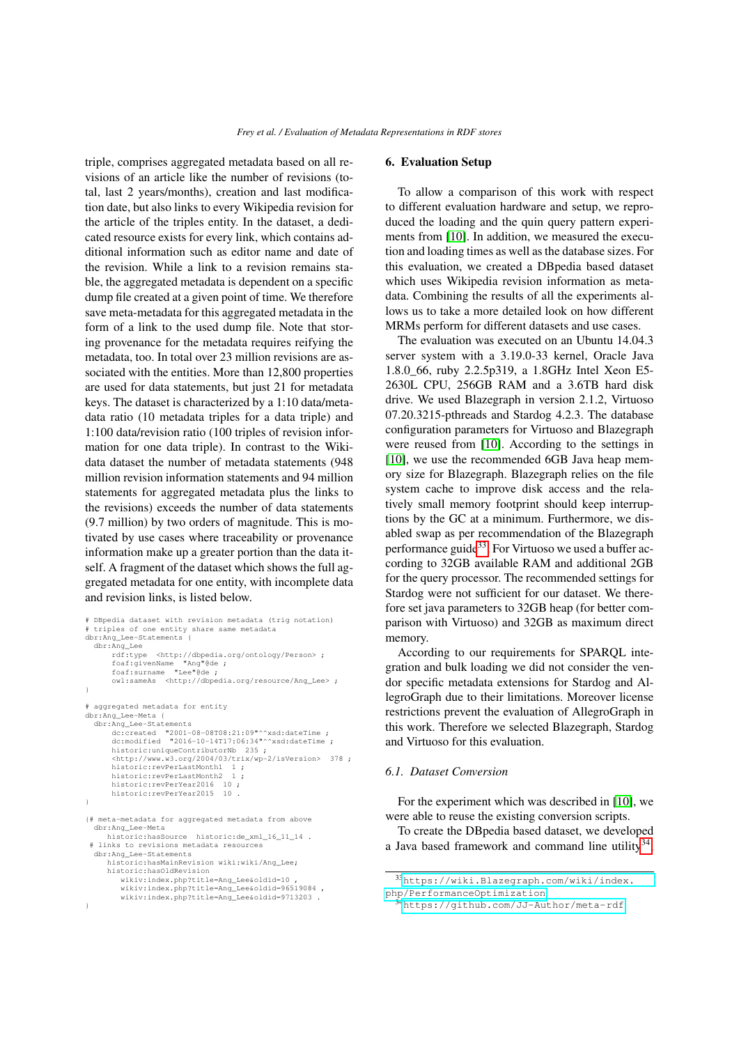triple, comprises aggregated metadata based on all revisions of an article like the number of revisions (total, last 2 years/months), creation and last modification date, but also links to every Wikipedia revision for the article of the triples entity. In the dataset, a dedicated resource exists for every link, which contains additional information such as editor name and date of the revision. While a link to a revision remains stable, the aggregated metadata is dependent on a specific dump file created at a given point of time. We therefore save meta-metadata for this aggregated metadata in the form of a link to the used dump file. Note that storing provenance for the metadata requires reifying the metadata, too. In total over 23 million revisions are associated with the entities. More than 12,800 properties are used for data statements, but just 21 for metadata keys. The dataset is characterized by a 1:10 data/metadata ratio (10 metadata triples for a data triple) and 1:100 data/revision ratio (100 triples of revision information for one data triple). In contrast to the Wikidata dataset the number of metadata statements (948 million revision information statements and 94 million statements for aggregated metadata plus the links to the revisions) exceeds the number of data statements (9.7 million) by two orders of magnitude. This is motivated by use cases where traceability or provenance information make up a greater portion than the data itself. A fragment of the dataset which shows the full aggregated metadata for one entity, with incomplete data and revision links, is listed below.

```
# DBpedia dataset with revision metadata (trig notation)
# triples of one entity share same metadata
dbr:Ang_Lee-Statements {
  dbr:Ang_Lee
      rdf:type  <http://dbpedia.org/ontology/Person> ;
      foaf:givenName  "Ang"@de ;
      foaf:surname  "Lee"@de ;
      owl:sameAs  <http://dbpedia.org/resource/Ang_Lee> ;
}

# aggregated metadata for entity
dbr:Ang_Lee-Meta {
  dbr:Ang_Lee-Statements
      dc:created  "2001-08-08T08:21:09"^^xsd:dateTime ;
      dc:modified  "2016-10-14T17:06:34"^^xsd:dateTime ;
      historic:uniqueContributorNb  235 ;
      <http://www.w3.org/2004/03/trix/wp-2/isVersion>  378 ;
      historic:revPerLastMonth1  1 ;
      historic:revPerLastMonth2  1 ;
      historic:revPerYear2016  10 ;
      historic:revPerYear2015  10 .
}

{# meta-metadata for aggregated metadata from above
  dbr:Ang_Lee-Meta
     historic:hasSource  historic:de_xml_16_11_14 .
 # links to revisions metadata resources
  dbr:Ang_Lee-Statements
     historic:hasMainRevision wiki:wiki/Ang_Lee;
     historic:hasOldRevision
        wikiv:index.php?title=Ang_Lee&oldid=10 ,
        wikiv:index.php?title=Ang_Lee&oldid=96519084 ,
        wikiv:index.php?title=Ang_Lee&oldid=9713203 .
}
```

## 6. Evaluation Setup

To allow a comparison of this work with respect to different evaluation hardware and setup, we reproduced the loading and the quin query pattern experiments from [10]. In addition, we measured the execution and loading times as well as the database sizes. For this evaluation, we created a DBpedia based dataset which uses Wikipedia revision information as metadata. Combining the results of all the experiments allows us to take a more detailed look on how different MRMs perform for different datasets and use cases.

The evaluation was executed on an Ubuntu 14.04.3 server system with a 3.19.0-33 kernel, Oracle Java 1.8.0_66, ruby 2.2.5p319, a 1.8GHz Intel Xeon E5-2630L CPU, 256GB RAM and a 3.6TB hard disk drive. We used Blazegraph in version 2.1.2, Virtuoso 07.20.3215-pthreads and Stardog 4.2.3. The database configuration parameters for Virtuoso and Blazegraph were reused from [10]. According to the settings in [10], we use the recommended 6GB Java heap memory size for Blazegraph. Blazegraph relies on the file system cache to improve disk access and the relatively small memory footprint should keep interruptions by the GC at a minimum. Furthermore, we disabled swap as per recommendation of the Blazegraph performance guide[33]. For Virtuoso we used a buffer according to 32GB available RAM and additional 2GB for the query processor. The recommended settings for Stardog were not sufficient for our dataset. We therefore set java parameters to 32GB heap (for better comparison with Virtuoso) and 32GB as maximum direct memory.

According to our requirements for SPARQL integration and bulk loading we did not consider the vendor specific metadata extensions for Stardog and AllegroGraph due to their limitations. Moreover license restrictions prevent the evaluation of AllegroGraph in this work. Therefore we selected Blazegraph, Stardog and Virtuoso for this evaluation.

### 6.1. Dataset Conversion

For the experiment which was described in [10], we were able to reuse the existing conversion scripts.

To create the DBpedia based dataset, we developed a Java based framework and command line utility[34]

[33] https://wiki.Blazegraph.com/wiki/index.php/PerformanceOptimization

[34] https://github.com/JJ-Author/meta-rdf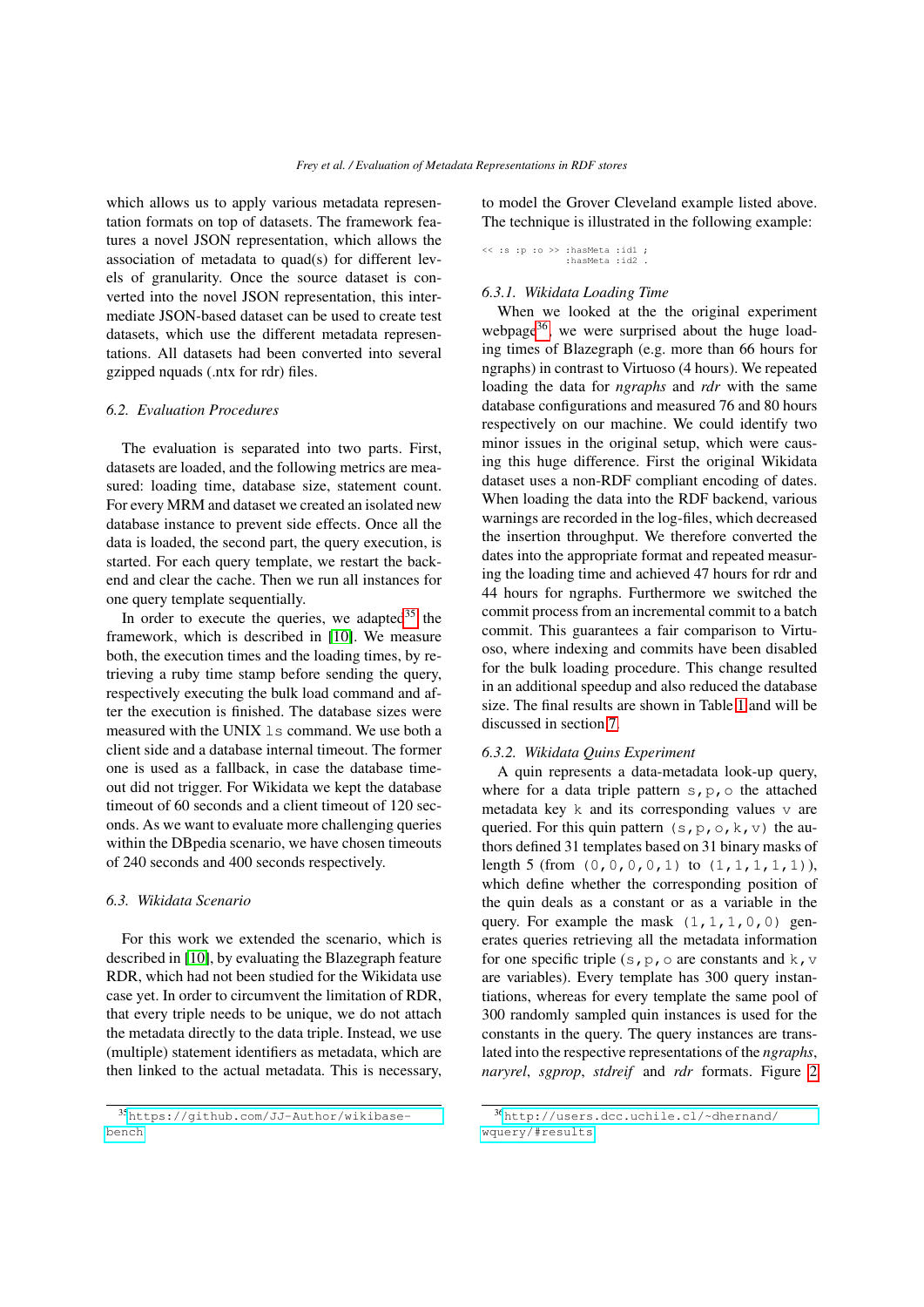which allows us to apply various metadata representation formats on top of datasets. The framework features a novel JSON representation, which allows the association of metadata to quad(s) for different levels of granularity. Once the source dataset is converted into the novel JSON representation, this intermediate JSON-based dataset can be used to create test datasets, which use the different metadata representations. All datasets had been converted into several gzipped nquads (.ntx for rdr) files.

### 6.2. Evaluation Procedures

The evaluation is separated into two parts. First, datasets are loaded, and the following metrics are measured: loading time, database size, statement count. For every MRM and dataset we created an isolated new database instance to prevent side effects. Once all the data is loaded, the second part, the query execution, is started. For each query template, we restart the backend and clear the cache. Then we run all instances for one query template sequentially.

In order to execute the queries, we adapted[35] the framework, which is described in [10]. We measure both, the execution times and the loading times, by retrieving a ruby time stamp before sending the query, respectively executing the bulk load command and after the execution is finished. The database sizes were measured with the UNIX `ls` command. We use both a client side and a database internal timeout. The former one is used as a fallback, in case the database timeout did not trigger. For Wikidata we kept the database timeout of 60 seconds and a client timeout of 120 seconds. As we want to evaluate more challenging queries within the DBpedia scenario, we have chosen timeouts of 240 seconds and 400 seconds respectively.

### 6.3. Wikidata Scenario

For this work we extended the scenario, which is described in [10], by evaluating the Blazegraph feature RDR, which had not been studied for the Wikidata use case yet. In order to circumvent the limitation of RDR, that every triple needs to be unique, we do not attach the metadata directly to the data triple. Instead, we use (multiple) statement identifiers as metadata, which are then linked to the actual metadata. This is necessary, to model the Grover Cleveland example listed above. The technique is illustrated in the following example:

```
<< :s :p :o >> :hasMeta :id1 ;
               :hasMeta :id2 .
```

#### 6.3.1. Wikidata Loading Time

When we looked at the the original experiment webpage[36], we were surprised about the huge loading times of Blazegraph (e.g. more than 66 hours for ngraphs) in contrast to Virtuoso (4 hours). We repeated loading the data for *ngraphs* and *rdr* with the same database configurations and measured 76 and 80 hours respectively on our machine. We could identify two minor issues in the original setup, which were causing this huge difference. First the original Wikidata dataset uses a non-RDF compliant encoding of dates. When loading the data into the RDF backend, various warnings are recorded in the log-files, which decreased the insertion throughput. We therefore converted the dates into the appropriate format and repeated measuring the loading time and achieved 47 hours for rdr and 44 hours for ngraphs. Furthermore we switched the commit process from an incremental commit to a batch commit. This guarantees a fair comparison to Virtuoso, where indexing and commits have been disabled for the bulk loading procedure. This change resulted in an additional speedup and also reduced the database size. The final results are shown in Table 1 and will be discussed in section 7.

#### 6.3.2. Wikidata Quins Experiment

A quin represents a data-metadata look-up query, where for a data triple pattern `s,p,o` the attached metadata key `k` and its corresponding values `v` are queried. For this quin pattern `(s,p,o,k,v)` the authors defined 31 templates based on 31 binary masks of length 5 (from `(0,0,0,0,1)` to `(1,1,1,1,1)`), which define whether the corresponding position of the quin deals as a constant or as a variable in the query. For example the mask `(1,1,1,0,0)` generates queries retrieving all the metadata information for one specific triple (`s,p,o` are constants and `k,v` are variables). Every template has 300 query instantiations, whereas for every template the same pool of 300 randomly sampled quin instances is used for the constants in the query. The query instances are translated into the respective representations of the *ngraphs*, *naryrel*, *sgprop*, *stdreif* and *rdr* formats. Figure 2

[35] https://github.com/JJ-Author/wikibase-bench

[36] http://users.dcc.uchile.cl/~dhernand/wquery/#results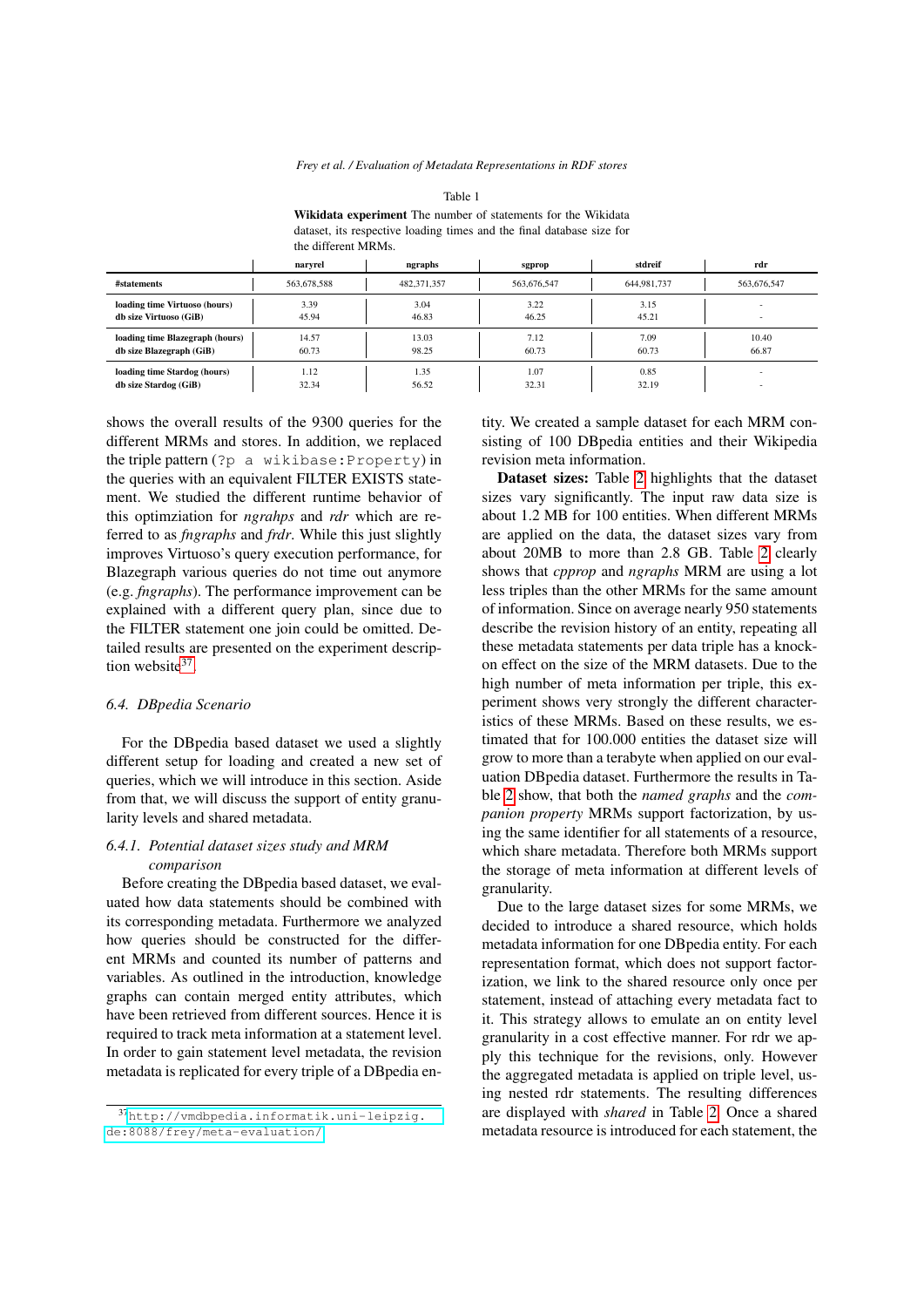Table 1

**Wikidata experiment** The number of statements for the Wikidata dataset, its respective loading times and the final database size for the different MRMs.

| | naryrel | ngraphs | sgprop | stdreif | rdr |
|---|---|---|---|---|---|
| **#statements** | 563,678,588 | 482,371,357 | 563,676,547 | 644,981,737 | 563,676,547 |
| **loading time Virtuoso (hours)** | 3.39 | 3.04 | 3.22 | 3.15 | - |
| **db size Virtuoso (GiB)** | 45.94 | 46.83 | 46.25 | 45.21 | - |
| **loading time Blazegraph (hours)** | 14.57 | 13.03 | 7.12 | 7.09 | 10.40 |
| **db size Blazegraph (GiB)** | 60.73 | 98.25 | 60.73 | 60.73 | 66.87 |
| **loading time Stardog (hours)** | 1.12 | 1.35 | 1.07 | 0.85 | - |
| **db size Stardog (GiB)** | 32.34 | 56.52 | 32.31 | 32.19 | - |

shows the overall results of the 9300 queries for the different MRMs and stores. In addition, we replaced the triple pattern (`?p a wikibase:Property`) in the queries with an equivalent FILTER EXISTS statement. We studied the different runtime behavior of this optimziation for *ngrahps* and *rdr* which are referred to as *fngraphs* and *frdr*. While this just slightly improves Virtuoso's query execution performance, for Blazegraph various queries do not time out anymore (e.g. *fngraphs*). The performance improvement can be explained with a different query plan, since due to the FILTER statement one join could be omitted. Detailed results are presented on the experiment description website[37].

### 6.4. DBpedia Scenario

For the DBpedia based dataset we used a slightly different setup for loading and created a new set of queries, which we will introduce in this section. Aside from that, we will discuss the support of entity granularity levels and shared metadata.

#### 6.4.1. Potential dataset sizes study and MRM comparison

Before creating the DBpedia based dataset, we evaluated how data statements should be combined with its corresponding metadata. Furthermore we analyzed how queries should be constructed for the different MRMs and counted its number of patterns and variables. As outlined in the introduction, knowledge graphs can contain merged entity attributes, which have been retrieved from different sources. Hence it is required to track meta information at a statement level. In order to gain statement level metadata, the revision metadata is replicated for every triple of a DBpedia entity. We created a sample dataset for each MRM consisting of 100 DBpedia entities and their Wikipedia revision meta information.

**Dataset sizes:** Table 2 highlights that the dataset sizes vary significantly. The input raw data size is about 1.2 MB for 100 entities. When different MRMs are applied on the data, the dataset sizes vary from about 20MB to more than 2.8 GB. Table 2 clearly shows that *cpprop* and *ngraphs* MRM are using a lot less triples than the other MRMs for the same amount of information. Since on average nearly 950 statements describe the revision history of an entity, repeating all these metadata statements per data triple has a knock-on effect on the size of the MRM datasets. Due to the high number of meta information per triple, this experiment shows very strongly the different characteristics of these MRMs. Based on these results, we estimated that for 100.000 entities the dataset size will grow to more than a terabyte when applied on our evaluation DBpedia dataset. Furthermore the results in Table 2 show, that both the *named graphs* and the *companion property* MRMs support factorization, by using the same identifier for all statements of a resource, which share metadata. Therefore both MRMs support the storage of meta information at different levels of granularity.

Due to the large dataset sizes for some MRMs, we decided to introduce a shared resource, which holds metadata information for one DBpedia entity. For each representation format, which does not support factorization, we link to the shared resource only once per statement, instead of attaching every metadata fact to it. This strategy allows to emulate an on entity level granularity in a cost effective manner. For rdr we apply this technique for the revisions, only. However the aggregated metadata is applied on triple level, using nested rdr statements. The resulting differences are displayed with *shared* in Table 2. Once a shared metadata resource is introduced for each statement, the

[37] http://vmdbpedia.informatik.uni-leipzig.de:8088/frey/meta-evaluation/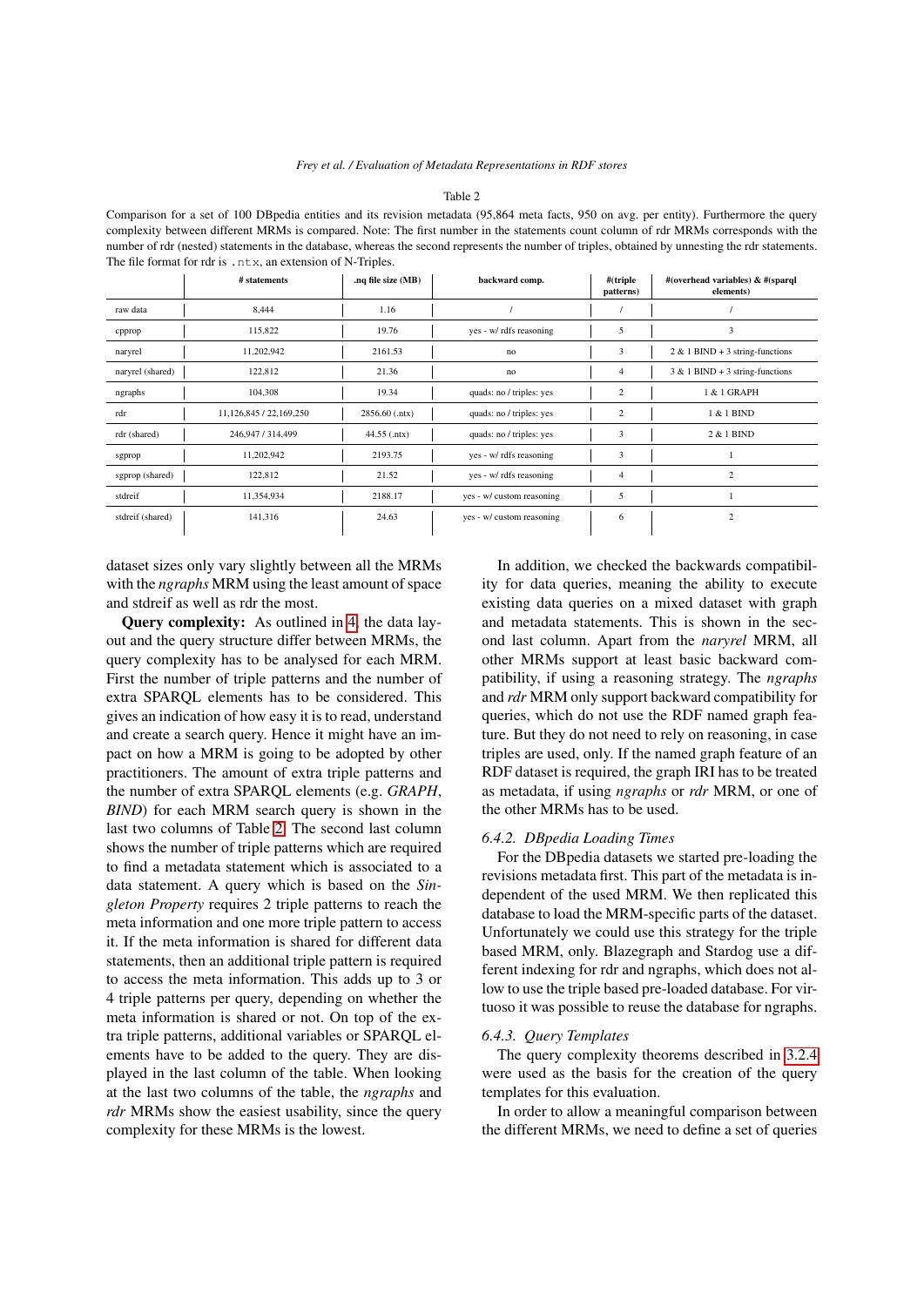Table 2

Comparison for a set of 100 DBpedia entities and its revision metadata (95,864 meta facts, 950 on avg. per entity). Furthermore the query complexity between different MRMs is compared. Note: The first number in the statements count column of rdr MRMs corresponds with the number of rdr (nested) statements in the database, whereas the second represents the number of triples, obtained by unnesting the rdr statements. The file format for rdr is `.ntx`, an extension of N-Triples.

| | # statements | .nq file size (MB) | backward comp. | #(triple patterns) | #(overhead variables) & #(sparql elements) |
|---|---|---|---|---|---|
| raw data | 8,444 | 1.16 | / | / | / |
| cpprop | 115,822 | 19.76 | yes - w/ rdfs reasoning | 5 | 3 |
| naryrel | 11,202,942 | 2161.53 | no | 3 | 2 & 1 BIND + 3 string-functions |
| naryrel (shared) | 122,812 | 21.36 | no | 4 | 3 & 1 BIND + 3 string-functions |
| ngraphs | 104,308 | 19.34 | quads: no / triples: yes | 2 | 1 & 1 GRAPH |
| rdr | 11,126,845 / 22,169,250 | 2856.60 (.ntx) | quads: no / triples: yes | 2 | 1 & 1 BIND |
| rdr (shared) | 246,947 / 314,499 | 44.55 (.ntx) | quads: no / triples: yes | 3 | 2 & 1 BIND |
| sgprop | 11,202,942 | 2193.75 | yes - w/ rdfs reasoning | 3 | 1 |
| sgprop (shared) | 122,812 | 21.52 | yes - w/ rdfs reasoning | 4 | 2 |
| stdreif | 11,354,934 | 2188.17 | yes - w/ custom reasoning | 5 | 1 |
| stdreif (shared) | 141,316 | 24.63 | yes - w/ custom reasoning | 6 | 2 |

dataset sizes only vary slightly between all the MRMs with the *ngraphs* MRM using the least amount of space and stdreif as well as rdr the most.

**Query complexity:** As outlined in 4, the data layout and the query structure differ between MRMs, the query complexity has to be analysed for each MRM. First the number of triple patterns and the number of extra SPARQL elements has to be considered. This gives an indication of how easy it is to read, understand and create a search query. Hence it might have an impact on how a MRM is going to be adopted by other practitioners. The amount of extra triple patterns and the number of extra SPARQL elements (e.g. *GRAPH*, *BIND*) for each MRM search query is shown in the last two columns of Table 2. The second last column shows the number of triple patterns which are required to find a metadata statement which is associated to a data statement. A query which is based on the *Singleton Property* requires 2 triple patterns to reach the meta information and one more triple pattern to access it. If the meta information is shared for different data statements, then an additional triple pattern is required to access the meta information. This adds up to 3 or 4 triple patterns per query, depending on whether the meta information is shared or not. On top of the extra triple patterns, additional variables or SPARQL elements have to be added to the query. They are displayed in the last column of the table. When looking at the last two columns of the table, the *ngraphs* and *rdr* MRMs show the easiest usability, since the query complexity for these MRMs is the lowest.

In addition, we checked the backwards compatibility for data queries, meaning the ability to execute existing data queries on a mixed dataset with graph and metadata statements. This is shown in the second last column. Apart from the *naryrel* MRM, all other MRMs support at least basic backward compatibility, if using a reasoning strategy. The *ngraphs* and *rdr* MRM only support backward compatibility for queries, which do not use the RDF named graph feature. But they do not need to rely on reasoning, in case triples are used, only. If the named graph feature of an RDF dataset is required, the graph IRI has to be treated as metadata, if using *ngraphs* or *rdr* MRM, or one of the other MRMs has to be used.

#### 6.4.2. DBpedia Loading Times

For the DBpedia datasets we started pre-loading the revisions metadata first. This part of the metadata is independent of the used MRM. We then replicated this database to load the MRM-specific parts of the dataset. Unfortunately we could use this strategy for the triple based MRM, only. Blazegraph and Stardog use a different indexing for rdr and ngraphs, which does not allow to use the triple based pre-loaded database. For virtuoso it was possible to reuse the database for ngraphs.

#### 6.4.3. Query Templates

The query complexity theorems described in 3.2.4 were used as the basis for the creation of the query templates for this evaluation.

In order to allow a meaningful comparison between the different MRMs, we need to define a set of queries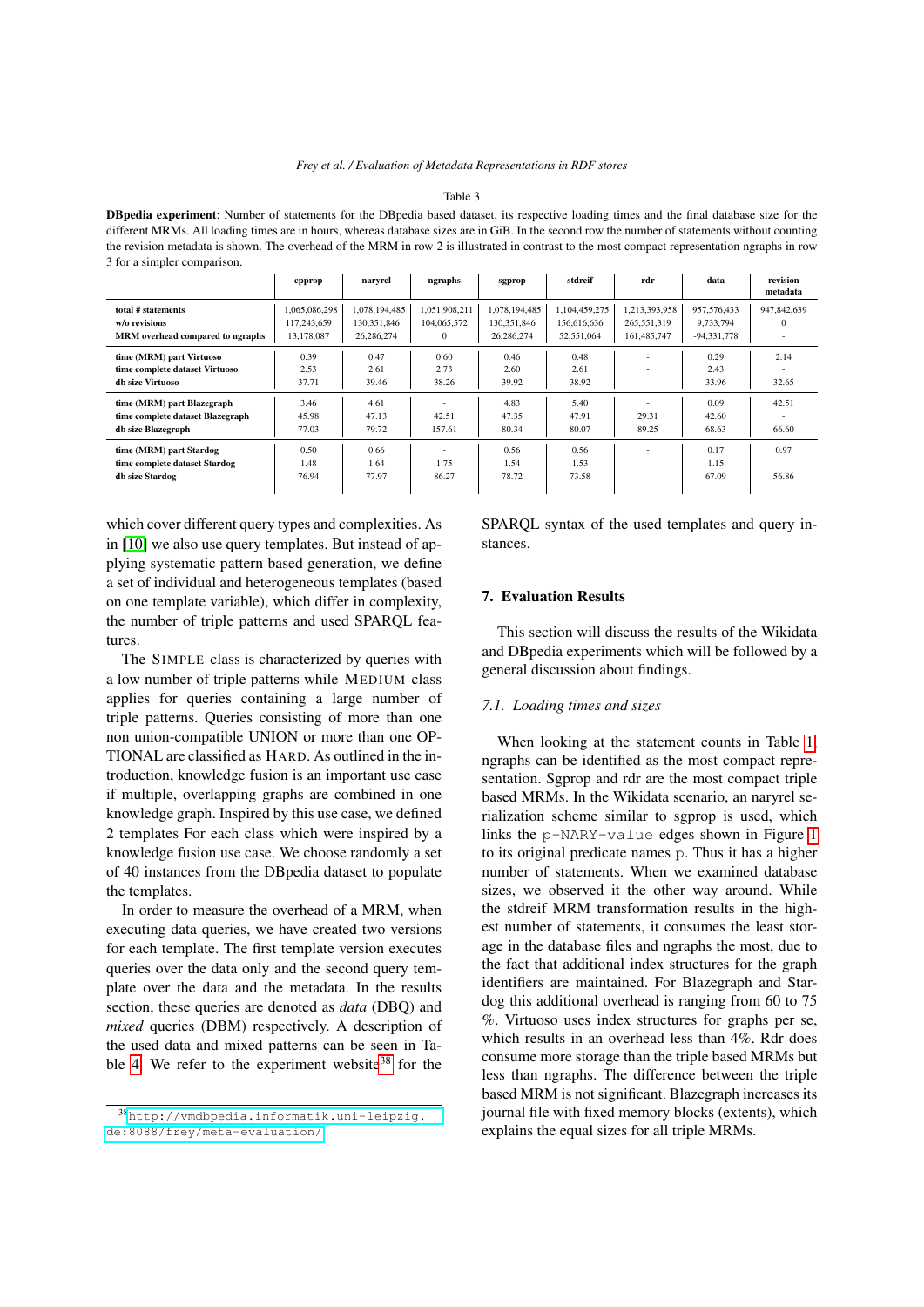Table 3

**DBpedia experiment**: Number of statements for the DBpedia based dataset, its respective loading times and the final database size for the different MRMs. All loading times are in hours, whereas database sizes are in GiB. In the second row the number of statements without counting the revision metadata is shown. The overhead of the MRM in row 2 is illustrated in contrast to the most compact representation ngraphs in row 3 for a simpler comparison.

| | cpprop | naryrel | ngraphs | sgprop | stdreif | rdr | data | revision metadata |
|---|---|---|---|---|---|---|---|---|
| **total # statements** | 1,065,086,298 | 1,078,194,485 | 1,051,908,211 | 1,078,194,485 | 1,104,459,275 | 1,213,393,958 | 957,576,433 | 947,842,639 |
| **w/o revisions** | 117,243,659 | 130,351,846 | 104,065,572 | 130,351,846 | 156,616,636 | 265,551,319 | 9,733,794 | 0 |
| **MRM overhead compared to ngraphs** | 13,178,087 | 26,286,274 | 0 | 26,286,274 | 52,551,064 | 161,485,747 | -94,331,778 | - |
| **time (MRM) part Virtuoso** | 0.39 | 0.47 | 0.60 | 0.46 | 0.48 | - | 0.29 | 2.14 |
| **time complete dataset Virtuoso** | 2.53 | 2.61 | 2.73 | 2.60 | 2.61 | - | 2.43 | - |
| **db size Virtuoso** | 37.71 | 39.46 | 38.26 | 39.92 | 38.92 | - | 33.96 | 32.65 |
| **time (MRM) part Blazegraph** | 3.46 | 4.61 | - | 4.83 | 5.40 | - | 0.09 | 42.51 |
| **time complete dataset Blazegraph** | 45.98 | 47.13 | 42.51 | 47.35 | 47.91 | 29.31 | 42.60 | - |
| **db size Blazegraph** | 77.03 | 79.72 | 157.61 | 80.34 | 80.07 | 89.25 | 68.63 | 66.60 |
| **time (MRM) part Stardog** | 0.50 | 0.66 | - | 0.56 | 0.56 | - | 0.17 | 0.97 |
| **time complete dataset Stardog** | 1.48 | 1.64 | 1.75 | 1.54 | 1.53 | - | 1.15 | - |
| **db size Stardog** | 76.94 | 77.97 | 86.27 | 78.72 | 73.58 | - | 67.09 | 56.86 |

which cover different query types and complexities. As in [10] we also use query templates. But instead of applying systematic pattern based generation, we define a set of individual and heterogeneous templates (based on one template variable), which differ in complexity, the number of triple patterns and used SPARQL features.

The SIMPLE class is characterized by queries with a low number of triple patterns while MEDIUM class applies for queries containing a large number of triple patterns. Queries consisting of more than one non union-compatible UNION or more than one OPTIONAL are classified as HARD. As outlined in the introduction, knowledge fusion is an important use case if multiple, overlapping graphs are combined in one knowledge graph. Inspired by this use case, we defined 2 templates For each class which were inspired by a knowledge fusion use case. We choose randomly a set of 40 instances from the DBpedia dataset to populate the templates.

In order to measure the overhead of a MRM, when executing data queries, we have created two versions for each template. The first template version executes queries over the data only and the second query template over the data and the metadata. In the results section, these queries are denoted as *data* (DBQ) and *mixed* queries (DBM) respectively. A description of the used data and mixed patterns can be seen in Table 4. We refer to the experiment website[38] for the SPARQL syntax of the used templates and query instances.

[38] http://vmdbpedia.informatik.uni-leipzig.de:8088/frey/meta-evaluation/

## 7. Evaluation Results

This section will discuss the results of the Wikidata and DBpedia experiments which will be followed by a general discussion about findings.

### 7.1. Loading times and sizes

When looking at the statement counts in Table 1, ngraphs can be identified as the most compact representation. Sgprop and rdr are the most compact triple based MRMs. In the Wikidata scenario, an naryrel serialization scheme similar to sgprop is used, which links the p-NARY-value edges shown in Figure 1 to its original predicate names p. Thus it has a higher number of statements. When we examined database sizes, we observed it the other way around. While the stdreif MRM transformation results in the highest number of statements, it consumes the least storage in the database files and ngraphs the most, due to the fact that additional index structures for the graph identifiers are maintained. For Blazegraph and Stardog this additional overhead is ranging from 60 to 75 %. Virtuoso uses index structures for graphs per se, which results in an overhead less than 4%. Rdr does consume more storage than the triple based MRMs but less than ngraphs. The difference between the triple based MRM is not significant. Blazegraph increases its journal file with fixed memory blocks (extents), which explains the equal sizes for all triple MRMs.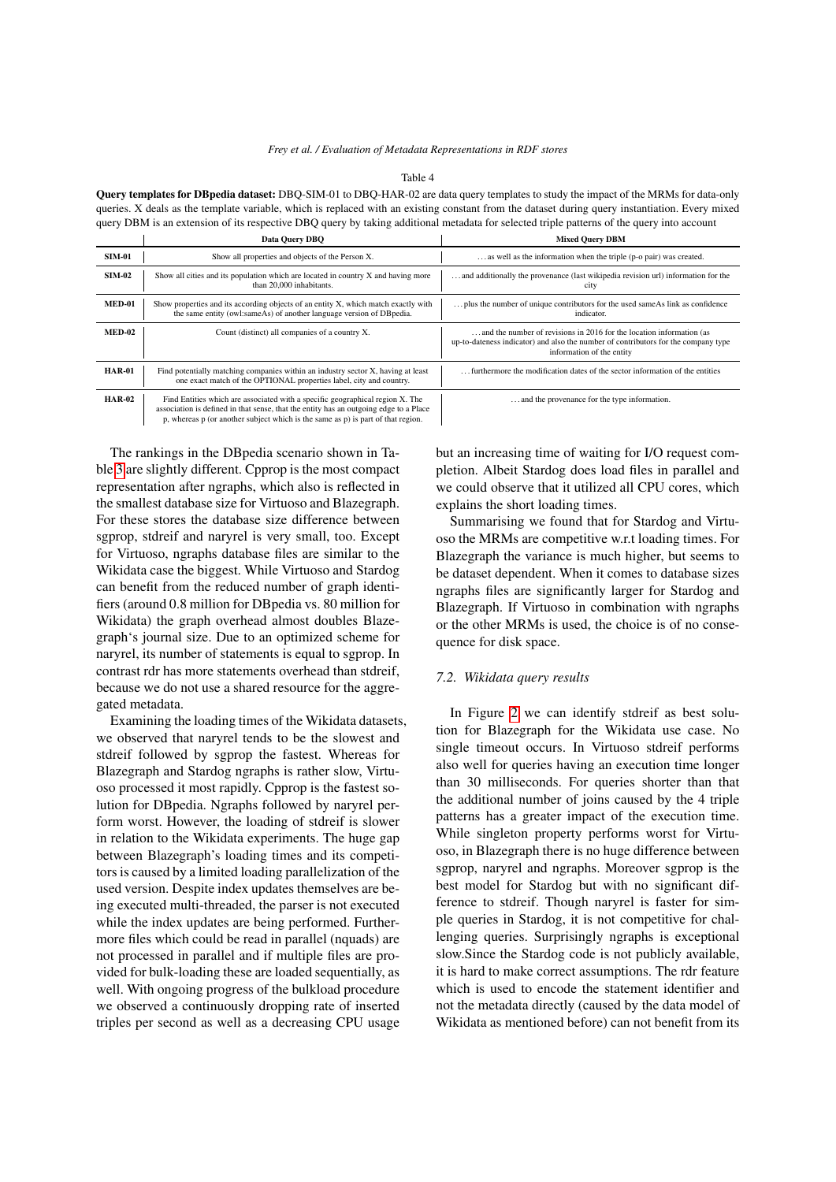Table 4

**Query templates for DBpedia dataset:** DBQ-SIM-01 to DBQ-HAR-02 are data query templates to study the impact of the MRMs for data-only queries. X deals as the template variable, which is replaced with an existing constant from the dataset during query instantiation. Every mixed query DBM is an extension of its respective DBQ query by taking additional metadata for selected triple patterns of the query into account

| | Data Query DBQ | Mixed Query DBM |
|---|---|---|
| **SIM-01** | Show all properties and objects of the Person X. | …as well as the information when the triple (p-o pair) was created. |
| **SIM-02** | Show all cities and its population which are located in country X and having more than 20,000 inhabitants. | …and additionally the provenance (last wikipedia revision url) information for the city |
| **MED-01** | Show properties and its according objects of an entity X, which match exactly with the same entity (owl:sameAs) of another language version of DBpedia. | …plus the number of unique contributors for the used sameAs link as confidence indicator. |
| **MED-02** | Count (distinct) all companies of a country X. | …and the number of revisions in 2016 for the location information (as up-to-dateness indicator) and also the number of contributors for the company type information of the entity |
| **HAR-01** | Find potentially matching companies within an industry sector X, having at least one exact match of the OPTIONAL properties label, city and country. | …furthermore the modification dates of the sector information of the entities |
| **HAR-02** | Find Entities which are associated with a specific geographical region X. The association is defined in that sense, that the entity has an outgoing edge to a Place p, whereas p (or another subject which is the same as p) is part of that region. | …and the provenance for the type information. |

The rankings in the DBpedia scenario shown in Table 3 are slightly different. Cpprop is the most compact representation after ngraphs, which also is reflected in the smallest database size for Virtuoso and Blazegraph. For these stores the database size difference between sgprop, stdreif and naryrel is very small, too. Except for Virtuoso, ngraphs database files are similar to the Wikidata case the biggest. While Virtuoso and Stardog can benefit from the reduced number of graph identifiers (around 0.8 million for DBpedia vs. 80 million for Wikidata) the graph overhead almost doubles Blazegraph's journal size. Due to an optimized scheme for naryrel, its number of statements is equal to sgprop. In contrast rdr has more statements overhead than stdreif, because we do not use a shared resource for the aggregated metadata.

Examining the loading times of the Wikidata datasets, we observed that naryrel tends to be the slowest and stdreif followed by sgprop the fastest. Whereas for Blazegraph and Stardog ngraphs is rather slow, Virtuoso processed it most rapidly. Cpprop is the fastest solution for DBpedia. Ngraphs followed by naryrel perform worst. However, the loading of stdreif is slower in relation to the Wikidata experiments. The huge gap between Blazegraph's loading times and its competitors is caused by a limited loading parallelization of the used version. Despite index updates themselves are being executed multi-threaded, the parser is not executed while the index updates are being performed. Furthermore files which could be read in parallel (nquads) are not processed in parallel and if multiple files are provided for bulk-loading these are loaded sequentially, as well. With ongoing progress of the bulkload procedure we observed a continuously dropping rate of inserted triples per second as well as a decreasing CPU usage but an increasing time of waiting for I/O request completion. Albeit Stardog does load files in parallel and we could observe that it utilized all CPU cores, which explains the short loading times.

Summarising we found that for Stardog and Virtuoso the MRMs are competitive w.r.t loading times. For Blazegraph the variance is much higher, but seems to be dataset dependent. When it comes to database sizes ngraphs files are significantly larger for Stardog and Blazegraph. If Virtuoso in combination with ngraphs or the other MRMs is used, the choice is of no consequence for disk space.

### 7.2. Wikidata query results

In Figure 2 we can identify stdreif as best solution for Blazegraph for the Wikidata use case. No single timeout occurs. In Virtuoso stdreif performs also well for queries having an execution time longer than 30 milliseconds. For queries shorter than that the additional number of joins caused by the 4 triple patterns has a greater impact of the execution time. While singleton property performs worst for Virtuoso, in Blazegraph there is no huge difference between sgprop, naryrel and ngraphs. Moreover sgprop is the best model for Stardog but with no significant difference to stdreif. Though naryrel is faster for simple queries in Stardog, it is not competitive for challenging queries. Surprisingly ngraphs is exceptional slow.Since the Stardog code is not publicly available, it is hard to make correct assumptions. The rdr feature which is used to encode the statement identifier and not the metadata directly (caused by the data model of Wikidata as mentioned before) can not benefit from its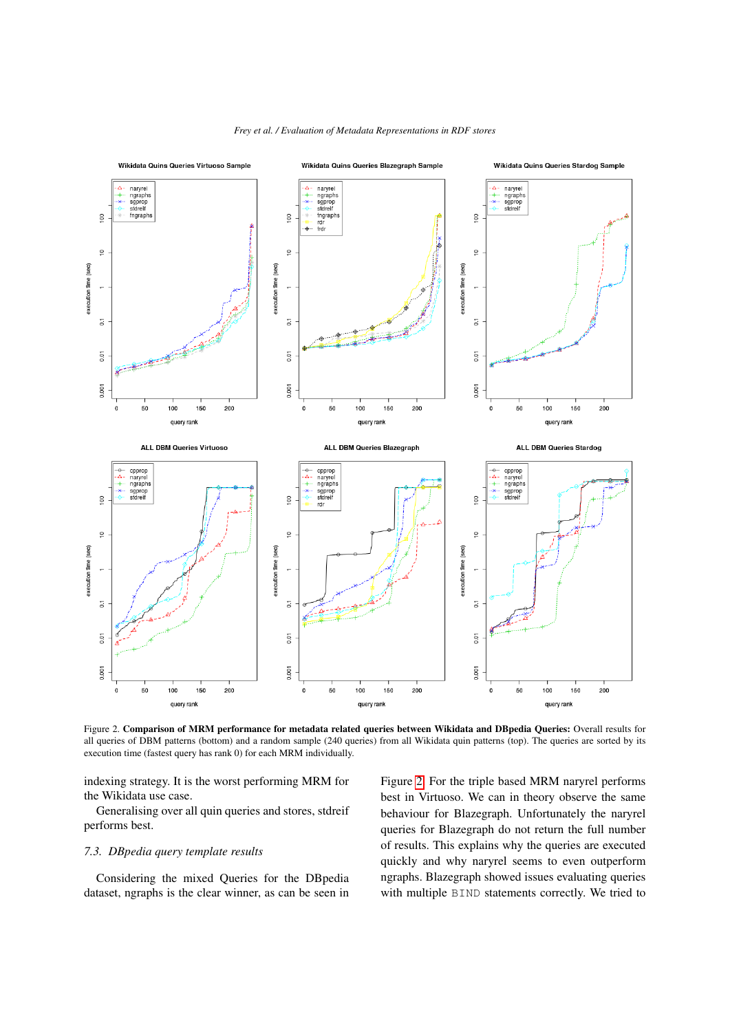Figure 2. **Comparison of MRM performance for metadata related queries between Wikidata and DBpedia Queries:** Overall results for all queries of DBM patterns (bottom) and a random sample (240 queries) from all Wikidata quin patterns (top). The queries are sorted by its execution time (fastest query has rank 0) for each MRM individually.

indexing strategy. It is the worst performing MRM for the Wikidata use case.

Generalising over all quin queries and stores, stdreif performs best.

### 7.3. DBpedia query template results

Considering the mixed Queries for the DBpedia dataset, ngraphs is the clear winner, as can be seen in Figure 2. For the triple based MRM naryrel performs best in Virtuoso. We can in theory observe the same behaviour for Blazegraph. Unfortunately the naryrel queries for Blazegraph do not return the full number of results. This explains why the queries are executed quickly and why naryrel seems to even outperform ngraphs. Blazegraph showed issues evaluating queries with multiple `BIND` statements correctly. We tried to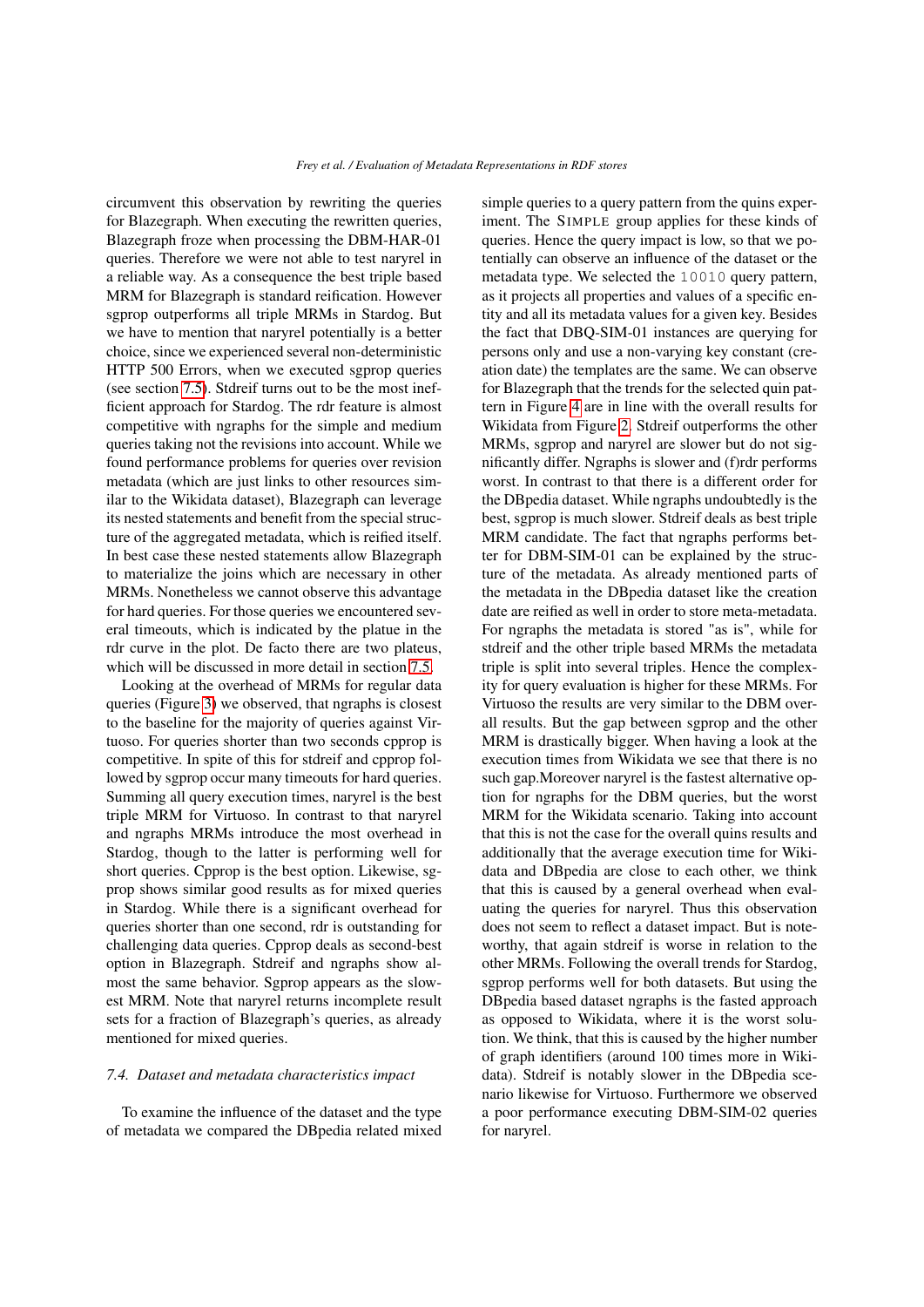circumvent this observation by rewriting the queries for Blazegraph. When executing the rewritten queries, Blazegraph froze when processing the DBM-HAR-01 queries. Therefore we were not able to test naryrel in a reliable way. As a consequence the best triple based MRM for Blazegraph is standard reification. However sgprop outperforms all triple MRMs in Stardog. But we have to mention that naryrel potentially is a better choice, since we experienced several non-deterministic HTTP 500 Errors, when we executed sgprop queries (see section 7.5). Stdreif turns out to be the most inefficient approach for Stardog. The rdr feature is almost competitive with ngraphs for the simple and medium queries taking not the revisions into account. While we found performance problems for queries over revision metadata (which are just links to other resources similar to the Wikidata dataset), Blazegraph can leverage its nested statements and benefit from the special structure of the aggregated metadata, which is reified itself. In best case these nested statements allow Blazegraph to materialize the joins which are necessary in other MRMs. Nonetheless we cannot observe this advantage for hard queries. For those queries we encountered several timeouts, which is indicated by the platue in the rdr curve in the plot. De facto there are two plateus, which will be discussed in more detail in section 7.5.

Looking at the overhead of MRMs for regular data queries (Figure 3) we observed, that ngraphs is closest to the baseline for the majority of queries against Virtuoso. For queries shorter than two seconds cpprop is competitive. In spite of this for stdreif and cpprop followed by sgprop occur many timeouts for hard queries. Summing all query execution times, naryrel is the best triple MRM for Virtuoso. In contrast to that naryrel and ngraphs MRMs introduce the most overhead in Stardog, though to the latter is performing well for short queries. Cpprop is the best option. Likewise, sgprop shows similar good results as for mixed queries in Stardog. While there is a significant overhead for queries shorter than one second, rdr is outstanding for challenging data queries. Cpprop deals as second-best option in Blazegraph. Stdreif and ngraphs show almost the same behavior. Sgprop appears as the slowest MRM. Note that naryrel returns incomplete result sets for a fraction of Blazegraph's queries, as already mentioned for mixed queries.

### 7.4. Dataset and metadata characteristics impact

To examine the influence of the dataset and the type of metadata we compared the DBpedia related mixed simple queries to a query pattern from the quins experiment. The SIMPLE group applies for these kinds of queries. Hence the query impact is low, so that we potentially can observe an influence of the dataset or the metadata type. We selected the `10010` query pattern, as it projects all properties and values of a specific entity and all its metadata values for a given key. Besides the fact that DBQ-SIM-01 instances are querying for persons only and use a non-varying key constant (creation date) the templates are the same. We can observe for Blazegraph that the trends for the selected quin pattern in Figure 4 are in line with the overall results for Wikidata from Figure 2. Stdreif outperforms the other MRMs, sgprop and naryrel are slower but do not significantly differ. Ngraphs is slower and (f)rdr performs worst. In contrast to that there is a different order for the DBpedia dataset. While ngraphs undoubtedly is the best, sgprop is much slower. Stdreif deals as best triple MRM candidate. The fact that ngraphs performs better for DBM-SIM-01 can be explained by the structure of the metadata. As already mentioned parts of the metadata in the DBpedia dataset like the creation date are reified as well in order to store meta-metadata. For ngraphs the metadata is stored "as is", while for stdreif and the other triple based MRMs the metadata triple is split into several triples. Hence the complexity for query evaluation is higher for these MRMs. For Virtuoso the results are very similar to the DBM overall results. But the gap between sgprop and the other MRM is drastically bigger. When having a look at the execution times from Wikidata we see that there is no such gap.Moreover naryrel is the fastest alternative option for ngraphs for the DBM queries, but the worst MRM for the Wikidata scenario. Taking into account that this is not the case for the overall quins results and additionally that the average execution time for Wikidata and DBpedia are close to each other, we think that this is caused by a general overhead when evaluating the queries for naryrel. Thus this observation does not seem to reflect a dataset impact. But is noteworthy, that again stdreif is worse in relation to the other MRMs. Following the overall trends for Stardog, sgprop performs well for both datasets. But using the DBpedia based dataset ngraphs is the fasted approach as opposed to Wikidata, where it is the worst solution. We think, that this is caused by the higher number of graph identifiers (around 100 times more in Wikidata). Stdreif is notably slower in the DBpedia scenario likewise for Virtuoso. Furthermore we observed a poor performance executing DBM-SIM-02 queries for naryrel.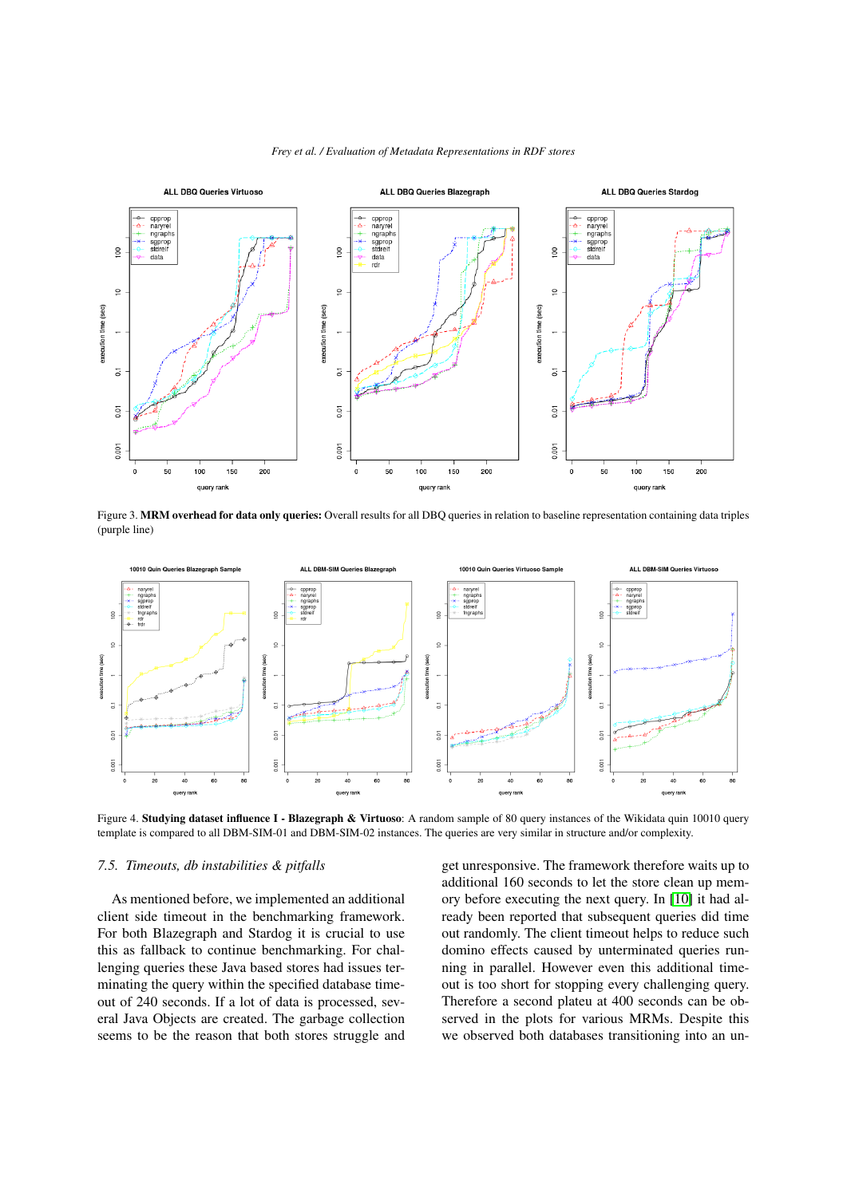Figure 3. **MRM overhead for data only queries:** Overall results for all DBQ queries in relation to baseline representation containing data triples (purple line)

Figure 4. **Studying dataset influence I - Blazegraph & Virtuoso**: A random sample of 80 query instances of the Wikidata quin 10010 query template is compared to all DBM-SIM-01 and DBM-SIM-02 instances. The queries are very similar in structure and/or complexity.

### 7.5. Timeouts, db instabilities & pitfalls

As mentioned before, we implemented an additional client side timeout in the benchmarking framework. For both Blazegraph and Stardog it is crucial to use this as fallback to continue benchmarking. For challenging queries these Java based stores had issues terminating the query within the specified database timeout of 240 seconds. If a lot of data is processed, several Java Objects are created. The garbage collection seems to be the reason that both stores struggle and get unresponsive. The framework therefore waits up to additional 160 seconds to let the store clean up memory before executing the next query. In [10] it had already been reported that subsequent queries did time out randomly. The client timeout helps to reduce such domino effects caused by unterminated queries running in parallel. However even this additional timeout is too short for stopping every challenging query. Therefore a second plateu at 400 seconds can be observed in the plots for various MRMs. Despite this we observed both databases transitioning into an un-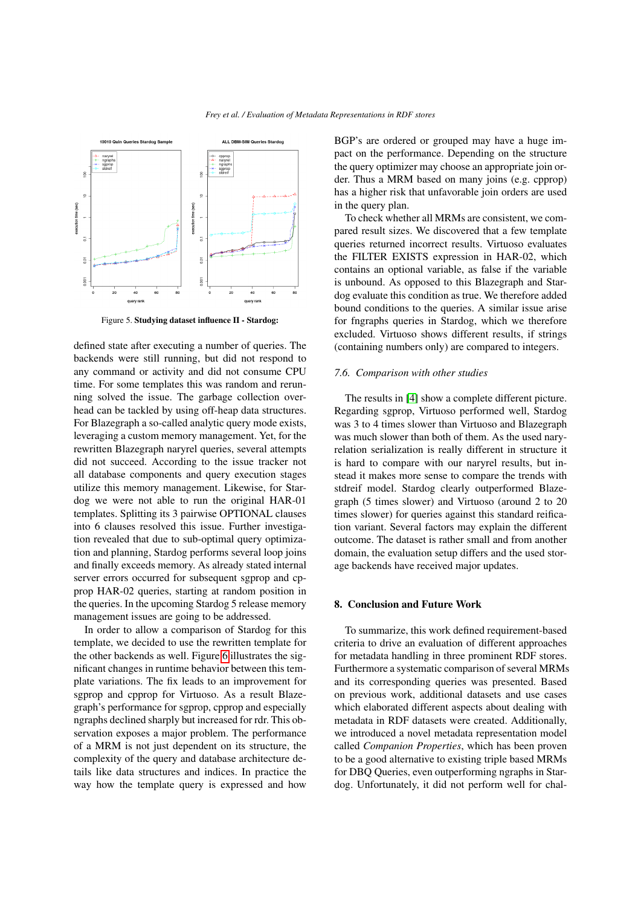Figure 5. **Studying dataset influence II - Stardog:**

defined state after executing a number of queries. The backends were still running, but did not respond to any command or activity and did not consume CPU time. For some templates this was random and rerunning solved the issue. The garbage collection overhead can be tackled by using off-heap data structures. For Blazegraph a so-called analytic query mode exists, leveraging a custom memory management. Yet, for the rewritten Blazegraph naryrel queries, several attempts did not succeed. According to the issue tracker not all database components and query execution stages utilize this memory management. Likewise, for Stardog we were not able to run the original HAR-01 templates. Splitting its 3 pairwise OPTIONAL clauses into 6 clauses resolved this issue. Further investigation revealed that due to sub-optimal query optimization and planning, Stardog performs several loop joins and finally exceeds memory. As already stated internal server errors occurred for subsequent sgprop and cpprop HAR-02 queries, starting at random position in the queries. In the upcoming Stardog 5 release memory management issues are going to be addressed.

In order to allow a comparison of Stardog for this template, we decided to use the rewritten template for the other backends as well. Figure 6 illustrates the significant changes in runtime behavior between this template variations. The fix leads to an improvement for sgprop and cpprop for Virtuoso. As a result Blazegraph's performance for sgprop, cpprop and especially ngraphs declined sharply but increased for rdr. This observation exposes a major problem. The performance of a MRM is not just dependent on its structure, the complexity of the query and database architecture details like data structures and indices. In practice the way how the template query is expressed and how BGP's are ordered or grouped may have a huge impact on the performance. Depending on the structure the query optimizer may choose an appropriate join order. Thus a MRM based on many joins (e.g. cpprop) has a higher risk that unfavorable join orders are used in the query plan.

To check whether all MRMs are consistent, we compared result sizes. We discovered that a few template queries returned incorrect results. Virtuoso evaluates the FILTER EXISTS expression in HAR-02, which contains an optional variable, as false if the variable is unbound. As opposed to this Blazegraph and Stardog evaluate this condition as true. We therefore added bound conditions to the queries. A similar issue arise for fngraphs queries in Stardog, which we therefore excluded. Virtuoso shows different results, if strings (containing numbers only) are compared to integers.

### 7.6. Comparison with other studies

The results in [4] show a complete different picture. Regarding sgprop, Virtuoso performed well, Stardog was 3 to 4 times slower than Virtuoso and Blazegraph was much slower than both of them. As the used nary-relation serialization is really different in structure it is hard to compare with our naryrel results, but instead it makes more sense to compare the trends with stdreif model. Stardog clearly outperformed Blazegraph (5 times slower) and Virtuoso (around 2 to 20 times slower) for queries against this standard reification model. Several factors may explain the different outcome. The dataset is rather small and from another domain, the evaluation setup differs and the used storage backends have received major updates.

## 8. Conclusion and Future Work

To summarize, this work defined requirement-based criteria to drive an evaluation of different approaches for metadata handling in three prominent RDF stores. Furthermore a systematic comparison of several MRMs and its corresponding queries was presented. Based on previous work, additional datasets and use cases which elaborated different aspects about dealing with metadata in RDF datasets were created. Additionally, we introduced a novel metadata representation model called *Companion Properties*, which has been proven to be a good alternative to existing triple based MRMs for DBQ Queries, even outperforming ngraphs in Stardog. Unfortunately, it did not perform well for chal-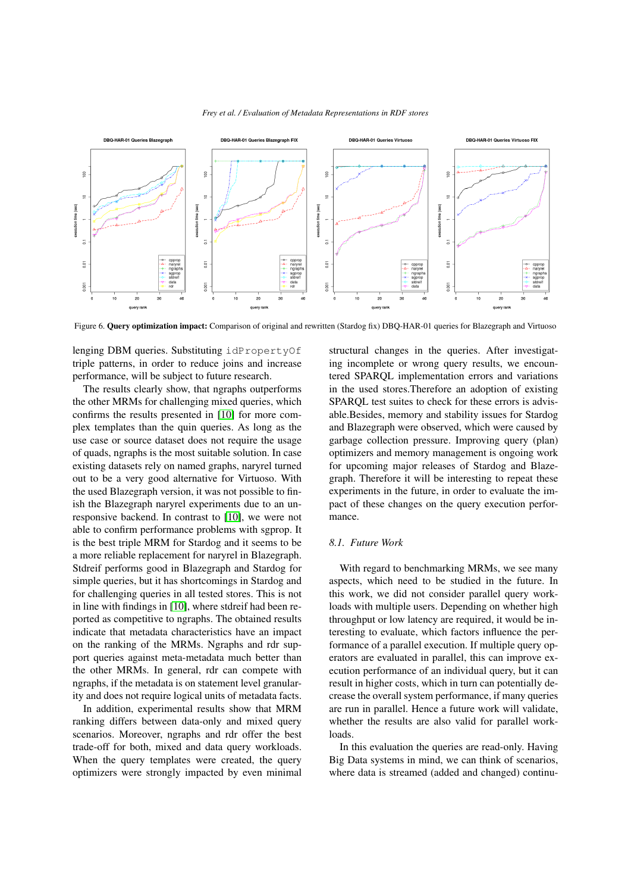DBQ-HAR-01 Queries Blazegraph

DBQ-HAR-01 Queries Blazegraph FIX

DBQ-HAR-01 Queries Virtuoso

DBQ-HAR-01 Queries Virtuoso FIX

execution time [sec]

query rank

0.001 0.01 0.1 1 10 100

0 10 20 30 40

cpprop naryrel ngraphs sgprop stdreif data rdr

Figure 6. **Query optimization impact:** Comparison of original and rewritten (Stardog fix) DBQ-HAR-01 queries for Blazegraph and Virtuoso

lenging DBM queries. Substituting `idPropertyOf` triple patterns, in order to reduce joins and increase performance, will be subject to future research.

The results clearly show, that ngraphs outperforms the other MRMs for challenging mixed queries, which confirms the results presented in [10] for more complex templates than the quin queries. As long as the use case or source dataset does not require the usage of quads, ngraphs is the most suitable solution. In case existing datasets rely on named graphs, naryrel turned out to be a very good alternative for Virtuoso. With the used Blazegraph version, it was not possible to finish the Blazegraph naryrel experiments due to an unresponsive backend. In contrast to [10], we were not able to confirm performance problems with sgprop. It is the best triple MRM for Stardog and it seems to be a more reliable replacement for naryrel in Blazegraph. Stdreif performs good in Blazegraph and Stardog for simple queries, but it has shortcomings in Stardog and for challenging queries in all tested stores. This is not in line with findings in [10], where stdreif had been reported as competitive to ngraphs. The obtained results indicate that metadata characteristics have an impact on the ranking of the MRMs. Ngraphs and rdr support queries against meta-metadata much better than the other MRMs. In general, rdr can compete with ngraphs, if the metadata is on statement level granularity and does not require logical units of metadata facts.

In addition, experimental results show that MRM ranking differs between data-only and mixed query scenarios. Moreover, ngraphs and rdr offer the best trade-off for both, mixed and data query workloads. When the query templates were created, the query optimizers were strongly impacted by even minimal structural changes in the queries. After investigating incomplete or wrong query results, we encountered SPARQL implementation errors and variations in the used stores.Therefore an adoption of existing SPARQL test suites to check for these errors is advisable.Besides, memory and stability issues for Stardog and Blazegraph were observed, which were caused by garbage collection pressure. Improving query (plan) optimizers and memory management is ongoing work for upcoming major releases of Stardog and Blazegraph. Therefore it will be interesting to repeat these experiments in the future, in order to evaluate the impact of these changes on the query execution performance.

### *8.1. Future Work*

With regard to benchmarking MRMs, we see many aspects, which need to be studied in the future. In this work, we did not consider parallel query workloads with multiple users. Depending on whether high throughput or low latency are required, it would be interesting to evaluate, which factors influence the performance of a parallel execution. If multiple query operators are evaluated in parallel, this can improve execution performance of an individual query, but it can result in higher costs, which in turn can potentially decrease the overall system performance, if many queries are run in parallel. Hence a future work will validate, whether the results are also valid for parallel workloads.

In this evaluation the queries are read-only. Having Big Data systems in mind, we can think of scenarios, where data is streamed (added and changed) continu-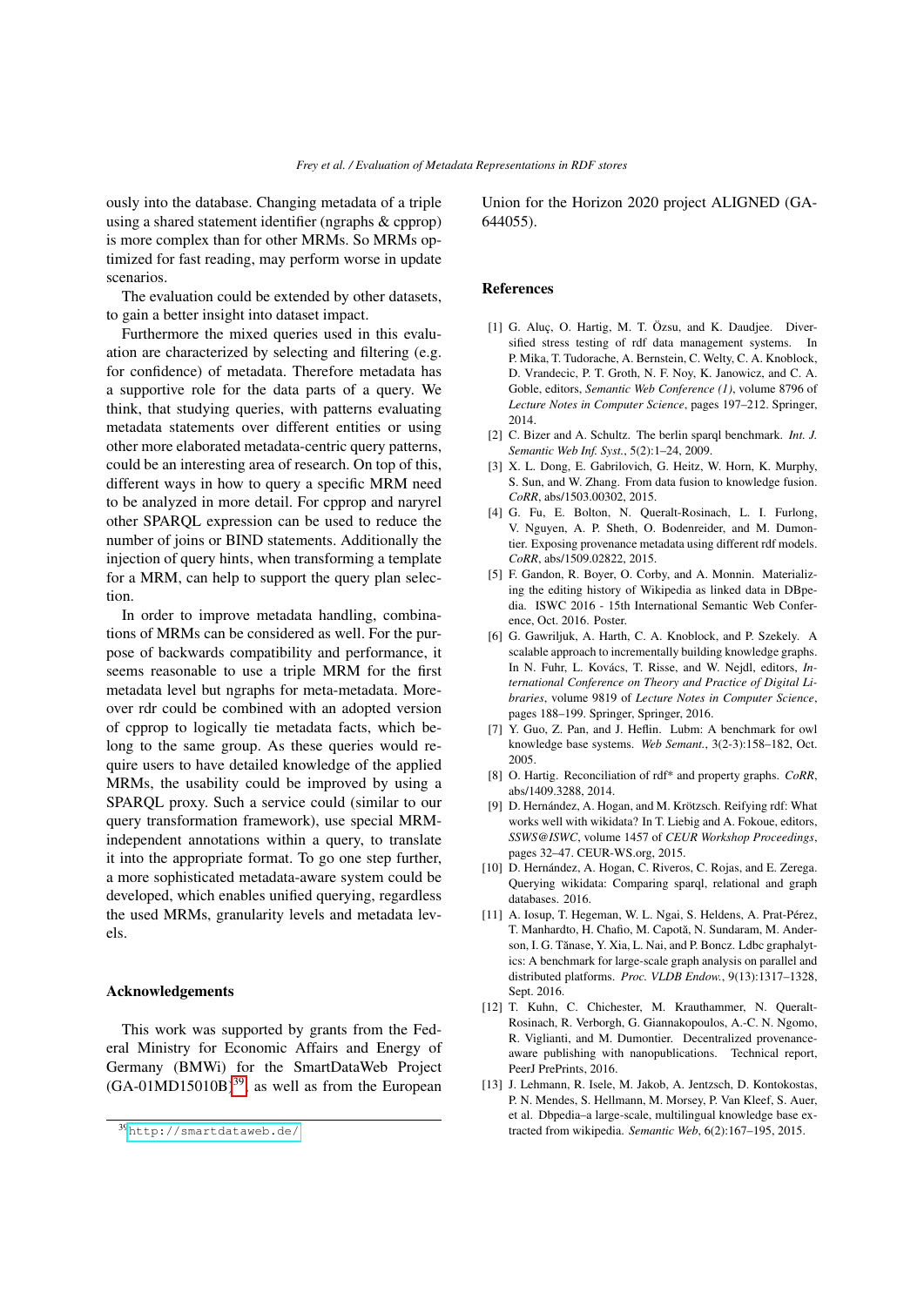ously into the database. Changing metadata of a triple using a shared statement identifier (ngraphs & cpprop) is more complex than for other MRMs. So MRMs optimized for fast reading, may perform worse in update scenarios.

The evaluation could be extended by other datasets, to gain a better insight into dataset impact.

Furthermore the mixed queries used in this evaluation are characterized by selecting and filtering (e.g. for confidence) of metadata. Therefore metadata has a supportive role for the data parts of a query. We think, that studying queries, with patterns evaluating metadata statements over different entities or using other more elaborated metadata-centric query patterns, could be an interesting area of research. On top of this, different ways in how to query a specific MRM need to be analyzed in more detail. For cpprop and naryrel other SPARQL expression can be used to reduce the number of joins or BIND statements. Additionally the injection of query hints, when transforming a template for a MRM, can help to support the query plan selection.

In order to improve metadata handling, combinations of MRMs can be considered as well. For the purpose of backwards compatibility and performance, it seems reasonable to use a triple MRM for the first metadata level but ngraphs for meta-metadata. Moreover rdr could be combined with an adopted version of cpprop to logically tie metadata facts, which belong to the same group. As these queries would require users to have detailed knowledge of the applied MRMs, the usability could be improved by using a SPARQL proxy. Such a service could (similar to our query transformation framework), use special MRM-independent annotations within a query, to translate it into the appropriate format. To go one step further, a more sophisticated metadata-aware system could be developed, which enables unified querying, regardless the used MRMs, granularity levels and metadata levels.

## Acknowledgements

This work was supported by grants from the Federal Ministry for Economic Affairs and Energy of Germany (BMWi) for the SmartDataWeb Project (GA-01MD15010B)[39], as well as from the European Union for the Horizon 2020 project ALIGNED (GA-644055).

[39] http://smartdataweb.de/

## References

[1] G. Aluç, O. Hartig, M. T. Özsu, and K. Daudjee. Diversified stress testing of rdf data management systems. In P. Mika, T. Tudorache, A. Bernstein, C. Welty, C. A. Knoblock, D. Vrandecic, P. T. Groth, N. F. Noy, K. Janowicz, and C. A. Goble, editors, *Semantic Web Conference (1)*, volume 8796 of *Lecture Notes in Computer Science*, pages 197–212. Springer, 2014.

[2] C. Bizer and A. Schultz. The berlin sparql benchmark. *Int. J. Semantic Web Inf. Syst.*, 5(2):1–24, 2009.

[3] X. L. Dong, E. Gabrilovich, G. Heitz, W. Horn, K. Murphy, S. Sun, and W. Zhang. From data fusion to knowledge fusion. *CoRR*, abs/1503.00302, 2015.

[4] G. Fu, E. Bolton, N. Queralt-Rosinach, L. I. Furlong, V. Nguyen, A. P. Sheth, O. Bodenreider, and M. Dumontier. Exposing provenance metadata using different rdf models. *CoRR*, abs/1509.02822, 2015.

[5] F. Gandon, R. Boyer, O. Corby, and A. Monnin. Materializing the editing history of Wikipedia as linked data in DBpedia. ISWC 2016 - 15th International Semantic Web Conference, Oct. 2016. Poster.

[6] G. Gawriljuk, A. Harth, C. A. Knoblock, and P. Szekely. A scalable approach to incrementally building knowledge graphs. In N. Fuhr, L. Kovács, T. Risse, and W. Nejdl, editors, *International Conference on Theory and Practice of Digital Libraries*, volume 9819 of *Lecture Notes in Computer Science*, pages 188–199. Springer, Springer, 2016.

[7] Y. Guo, Z. Pan, and J. Heflin. Lubm: A benchmark for owl knowledge base systems. *Web Semant.*, 3(2-3):158–182, Oct. 2005.

[8] O. Hartig. Reconciliation of rdf* and property graphs. *CoRR*, abs/1409.3288, 2014.

[9] D. Hernández, A. Hogan, and M. Krötzsch. Reifying rdf: What works well with wikidata? In T. Liebig and A. Fokoue, editors, *SSWS@ISWC*, volume 1457 of *CEUR Workshop Proceedings*, pages 32–47. CEUR-WS.org, 2015.

[10] D. Hernández, A. Hogan, C. Riveros, C. Rojas, and E. Zerega. Querying wikidata: Comparing sparql, relational and graph databases. 2016.

[11] A. Iosup, T. Hegeman, W. L. Ngai, S. Heldens, A. Prat-Pérez, T. Manhardto, H. Chafio, M. Capotă, N. Sundaram, M. Anderson, I. G. Tănase, Y. Xia, L. Nai, and P. Boncz. Ldbc graphalytics: A benchmark for large-scale graph analysis on parallel and distributed platforms. *Proc. VLDB Endow.*, 9(13):1317–1328, Sept. 2016.

[12] T. Kuhn, C. Chichester, M. Krauthammer, N. Queralt-Rosinach, R. Verborgh, G. Giannakopoulos, A.-C. N. Ngomo, R. Viglianti, and M. Dumontier. Decentralized provenance-aware publishing with nanopublications. Technical report, PeerJ PrePrints, 2016.

[13] J. Lehmann, R. Isele, M. Jakob, A. Jentzsch, D. Kontokostas, P. N. Mendes, S. Hellmann, M. Morsey, P. Van Kleef, S. Auer, et al. Dbpedia–a large-scale, multilingual knowledge base extracted from wikipedia. *Semantic Web*, 6(2):167–195, 2015.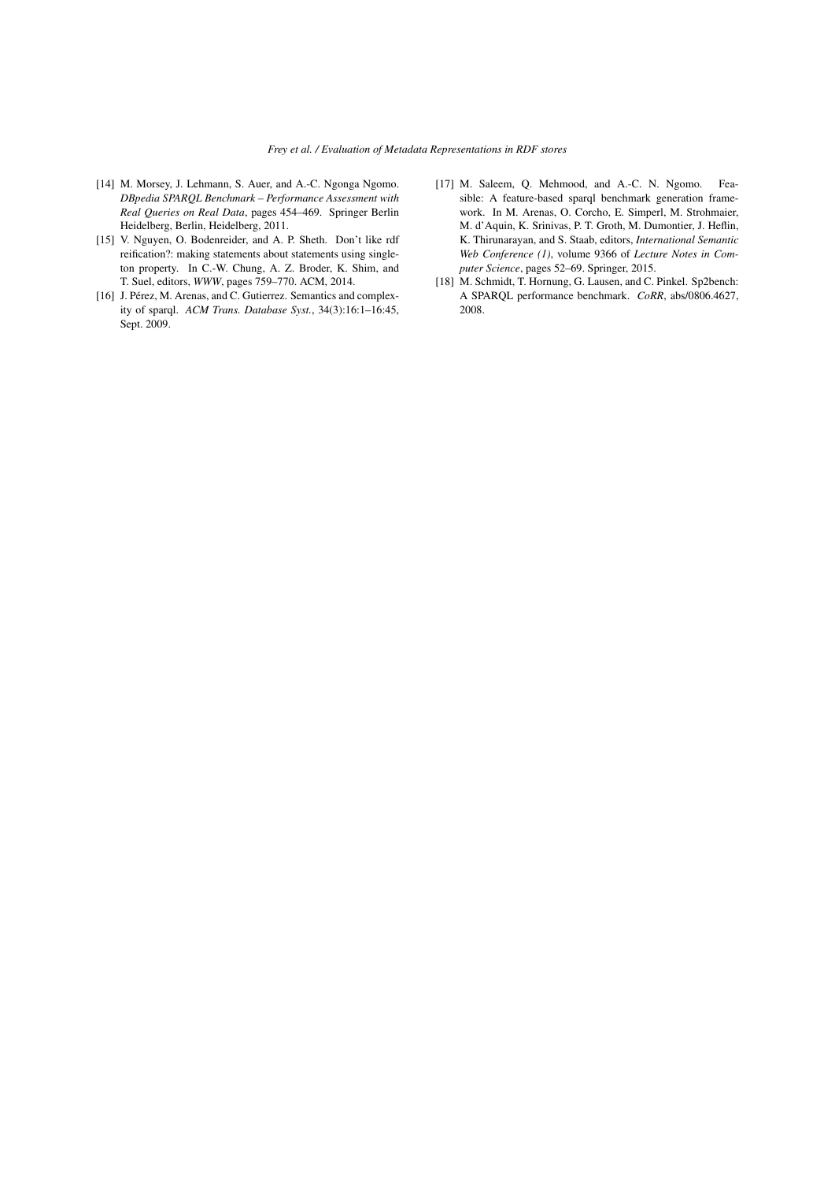[14] M. Morsey, J. Lehmann, S. Auer, and A.-C. Ngonga Ngomo. *DBpedia SPARQL Benchmark – Performance Assessment with Real Queries on Real Data*, pages 454–469. Springer Berlin Heidelberg, Berlin, Heidelberg, 2011.

[15] V. Nguyen, O. Bodenreider, and A. P. Sheth. Don't like rdf reification?: making statements about statements using singleton property. In C.-W. Chung, A. Z. Broder, K. Shim, and T. Suel, editors, *WWW*, pages 759–770. ACM, 2014.

[16] J. Pérez, M. Arenas, and C. Gutierrez. Semantics and complexity of sparql. *ACM Trans. Database Syst.*, 34(3):16:1–16:45, Sept. 2009.

[17] M. Saleem, Q. Mehmood, and A.-C. N. Ngomo. Feasible: A feature-based sparql benchmark generation framework. In M. Arenas, O. Corcho, E. Simperl, M. Strohmaier, M. d'Aquin, K. Srinivas, P. T. Groth, M. Dumontier, J. Heflin, K. Thirunarayan, and S. Staab, editors, *International Semantic Web Conference (1)*, volume 9366 of *Lecture Notes in Computer Science*, pages 52–69. Springer, 2015.

[18] M. Schmidt, T. Hornung, G. Lausen, and C. Pinkel. Sp2bench: A SPARQL performance benchmark. *CoRR*, abs/0806.4627, 2008.